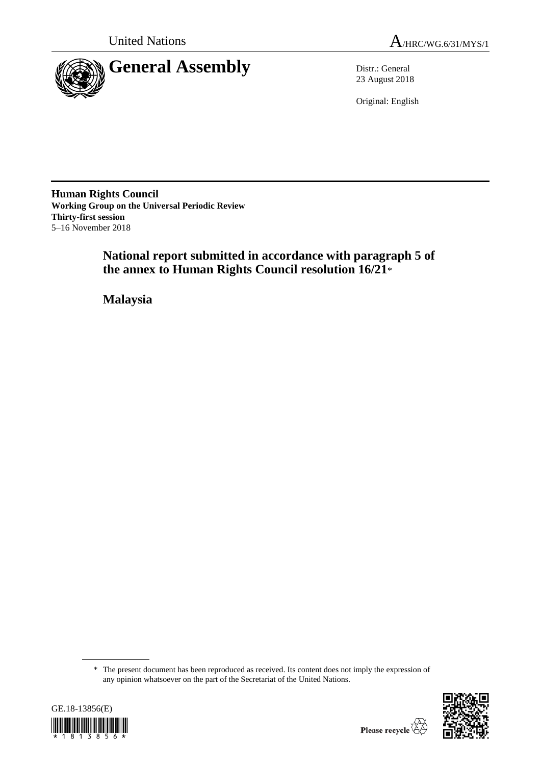United Nations

A/HRC/WG.6/31/MYS/1

# General Assembly

Distr.: General
23 August 2018

Original: English

**Human Rights Council**
**Working Group on the Universal Periodic Review**
**Thirty-first session**
5–16 November 2018

## National report submitted in accordance with paragraph 5 of the annex to Human Rights Council resolution 16/21*

## Malaysia

* The present document has been reproduced as received. Its content does not imply the expression of any opinion whatsoever on the part of the Secretariat of the United Nations.

GE.18-13856(E)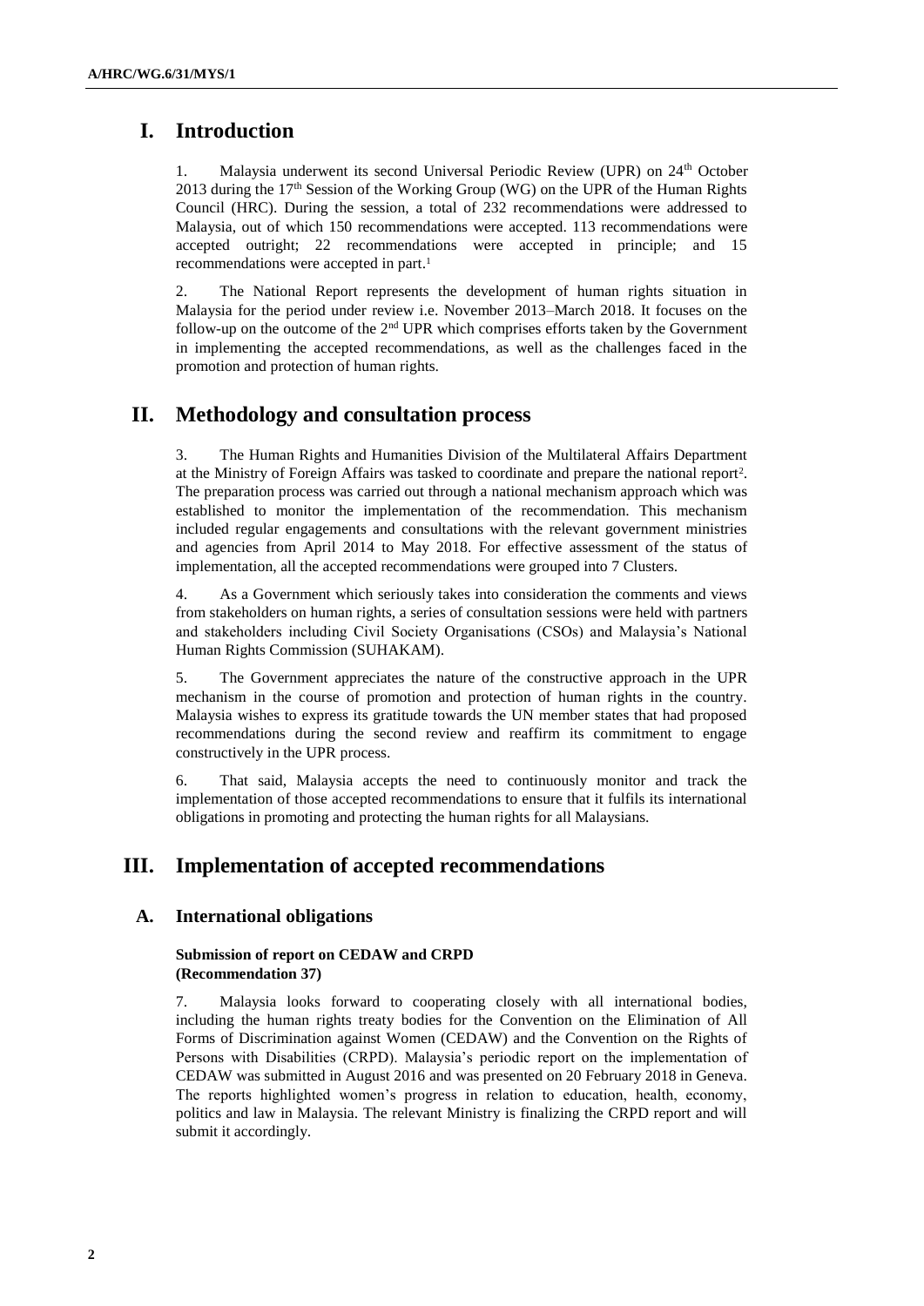# I. Introduction

1. Malaysia underwent its second Universal Periodic Review (UPR) on 24th October 2013 during the 17th Session of the Working Group (WG) on the UPR of the Human Rights Council (HRC). During the session, a total of 232 recommendations were addressed to Malaysia, out of which 150 recommendations were accepted. 113 recommendations were accepted outright; 22 recommendations were accepted in principle; and 15 recommendations were accepted in part.[1]

2. The National Report represents the development of human rights situation in Malaysia for the period under review i.e. November 2013–March 2018. It focuses on the follow-up on the outcome of the 2nd UPR which comprises efforts taken by the Government in implementing the accepted recommendations, as well as the challenges faced in the promotion and protection of human rights.

# II. Methodology and consultation process

3. The Human Rights and Humanities Division of the Multilateral Affairs Department at the Ministry of Foreign Affairs was tasked to coordinate and prepare the national report[2]. The preparation process was carried out through a national mechanism approach which was established to monitor the implementation of the recommendation. This mechanism included regular engagements and consultations with the relevant government ministries and agencies from April 2014 to May 2018. For effective assessment of the status of implementation, all the accepted recommendations were grouped into 7 Clusters.

4. As a Government which seriously takes into consideration the comments and views from stakeholders on human rights, a series of consultation sessions were held with partners and stakeholders including Civil Society Organisations (CSOs) and Malaysia's National Human Rights Commission (SUHAKAM).

5. The Government appreciates the nature of the constructive approach in the UPR mechanism in the course of promotion and protection of human rights in the country. Malaysia wishes to express its gratitude towards the UN member states that had proposed recommendations during the second review and reaffirm its commitment to engage constructively in the UPR process.

6. That said, Malaysia accepts the need to continuously monitor and track the implementation of those accepted recommendations to ensure that it fulfils its international obligations in promoting and protecting the human rights for all Malaysians.

# III. Implementation of accepted recommendations

## A. International obligations

### Submission of report on CEDAW and CRPD (Recommendation 37)

7. Malaysia looks forward to cooperating closely with all international bodies, including the human rights treaty bodies for the Convention on the Elimination of All Forms of Discrimination against Women (CEDAW) and the Convention on the Rights of Persons with Disabilities (CRPD). Malaysia's periodic report on the implementation of CEDAW was submitted in August 2016 and was presented on 20 February 2018 in Geneva. The reports highlighted women's progress in relation to education, health, economy, politics and law in Malaysia. The relevant Ministry is finalizing the CRPD report and will submit it accordingly.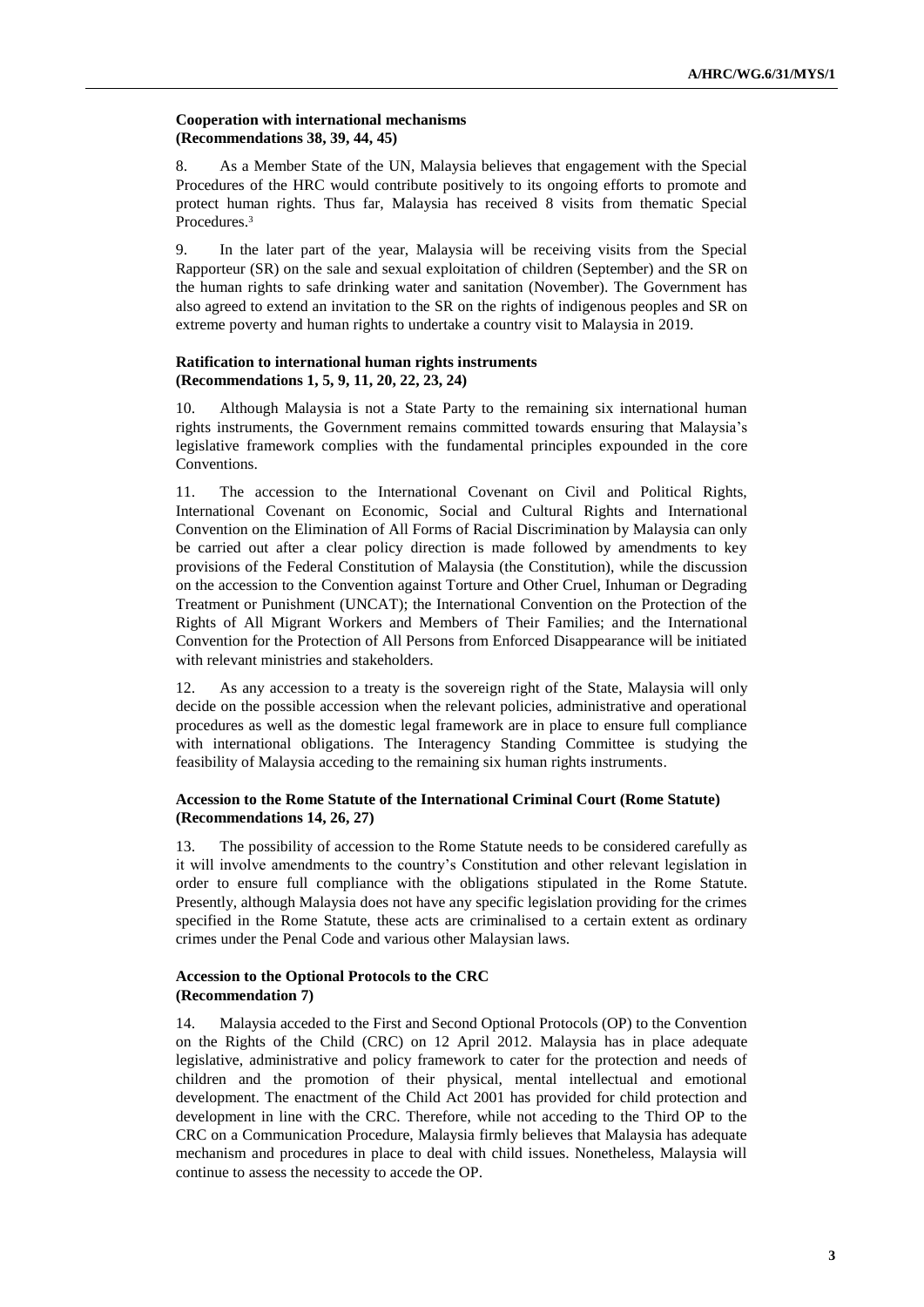**Cooperation with international mechanisms (Recommendations 38, 39, 44, 45)**

8. As a Member State of the UN, Malaysia believes that engagement with the Special Procedures of the HRC would contribute positively to its ongoing efforts to promote and protect human rights. Thus far, Malaysia has received 8 visits from thematic Special Procedures.[3]

9. In the later part of the year, Malaysia will be receiving visits from the Special Rapporteur (SR) on the sale and sexual exploitation of children (September) and the SR on the human rights to safe drinking water and sanitation (November). The Government has also agreed to extend an invitation to the SR on the rights of indigenous peoples and SR on extreme poverty and human rights to undertake a country visit to Malaysia in 2019.

**Ratification to international human rights instruments (Recommendations 1, 5, 9, 11, 20, 22, 23, 24)**

10. Although Malaysia is not a State Party to the remaining six international human rights instruments, the Government remains committed towards ensuring that Malaysia's legislative framework complies with the fundamental principles expounded in the core Conventions.

11. The accession to the International Covenant on Civil and Political Rights, International Covenant on Economic, Social and Cultural Rights and International Convention on the Elimination of All Forms of Racial Discrimination by Malaysia can only be carried out after a clear policy direction is made followed by amendments to key provisions of the Federal Constitution of Malaysia (the Constitution), while the discussion on the accession to the Convention against Torture and Other Cruel, Inhuman or Degrading Treatment or Punishment (UNCAT); the International Convention on the Protection of the Rights of All Migrant Workers and Members of Their Families; and the International Convention for the Protection of All Persons from Enforced Disappearance will be initiated with relevant ministries and stakeholders.

12. As any accession to a treaty is the sovereign right of the State, Malaysia will only decide on the possible accession when the relevant policies, administrative and operational procedures as well as the domestic legal framework are in place to ensure full compliance with international obligations. The Interagency Standing Committee is studying the feasibility of Malaysia acceding to the remaining six human rights instruments.

**Accession to the Rome Statute of the International Criminal Court (Rome Statute) (Recommendations 14, 26, 27)**

13. The possibility of accession to the Rome Statute needs to be considered carefully as it will involve amendments to the country's Constitution and other relevant legislation in order to ensure full compliance with the obligations stipulated in the Rome Statute. Presently, although Malaysia does not have any specific legislation providing for the crimes specified in the Rome Statute, these acts are criminalised to a certain extent as ordinary crimes under the Penal Code and various other Malaysian laws.

**Accession to the Optional Protocols to the CRC (Recommendation 7)**

14. Malaysia acceded to the First and Second Optional Protocols (OP) to the Convention on the Rights of the Child (CRC) on 12 April 2012. Malaysia has in place adequate legislative, administrative and policy framework to cater for the protection and needs of children and the promotion of their physical, mental intellectual and emotional development. The enactment of the Child Act 2001 has provided for child protection and development in line with the CRC. Therefore, while not acceding to the Third OP to the CRC on a Communication Procedure, Malaysia firmly believes that Malaysia has adequate mechanism and procedures in place to deal with child issues. Nonetheless, Malaysia will continue to assess the necessity to accede the OP.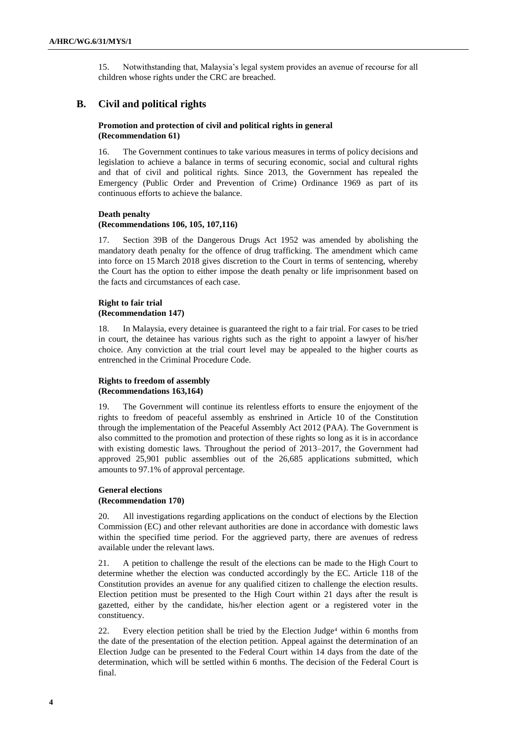15. Notwithstanding that, Malaysia's legal system provides an avenue of recourse for all children whose rights under the CRC are breached.

## B. Civil and political rights

### Promotion and protection of civil and political rights in general (Recommendation 61)

16. The Government continues to take various measures in terms of policy decisions and legislation to achieve a balance in terms of securing economic, social and cultural rights and that of civil and political rights. Since 2013, the Government has repealed the Emergency (Public Order and Prevention of Crime) Ordinance 1969 as part of its continuous efforts to achieve the balance.

### Death penalty (Recommendations 106, 105, 107,116)

17. Section 39B of the Dangerous Drugs Act 1952 was amended by abolishing the mandatory death penalty for the offence of drug trafficking. The amendment which came into force on 15 March 2018 gives discretion to the Court in terms of sentencing, whereby the Court has the option to either impose the death penalty or life imprisonment based on the facts and circumstances of each case.

### Right to fair trial (Recommendation 147)

18. In Malaysia, every detainee is guaranteed the right to a fair trial. For cases to be tried in court, the detainee has various rights such as the right to appoint a lawyer of his/her choice. Any conviction at the trial court level may be appealed to the higher courts as entrenched in the Criminal Procedure Code.

### Rights to freedom of assembly (Recommendations 163,164)

19. The Government will continue its relentless efforts to ensure the enjoyment of the rights to freedom of peaceful assembly as enshrined in Article 10 of the Constitution through the implementation of the Peaceful Assembly Act 2012 (PAA). The Government is also committed to the promotion and protection of these rights so long as it is in accordance with existing domestic laws. Throughout the period of 2013–2017, the Government had approved 25,901 public assemblies out of the 26,685 applications submitted, which amounts to 97.1% of approval percentage.

### General elections (Recommendation 170)

20. All investigations regarding applications on the conduct of elections by the Election Commission (EC) and other relevant authorities are done in accordance with domestic laws within the specified time period. For the aggrieved party, there are avenues of redress available under the relevant laws.

21. A petition to challenge the result of the elections can be made to the High Court to determine whether the election was conducted accordingly by the EC. Article 118 of the Constitution provides an avenue for any qualified citizen to challenge the election results. Election petition must be presented to the High Court within 21 days after the result is gazetted, either by the candidate, his/her election agent or a registered voter in the constituency.

22. Every election petition shall be tried by the Election Judge[4] within 6 months from the date of the presentation of the election petition. Appeal against the determination of an Election Judge can be presented to the Federal Court within 14 days from the date of the determination, which will be settled within 6 months. The decision of the Federal Court is final.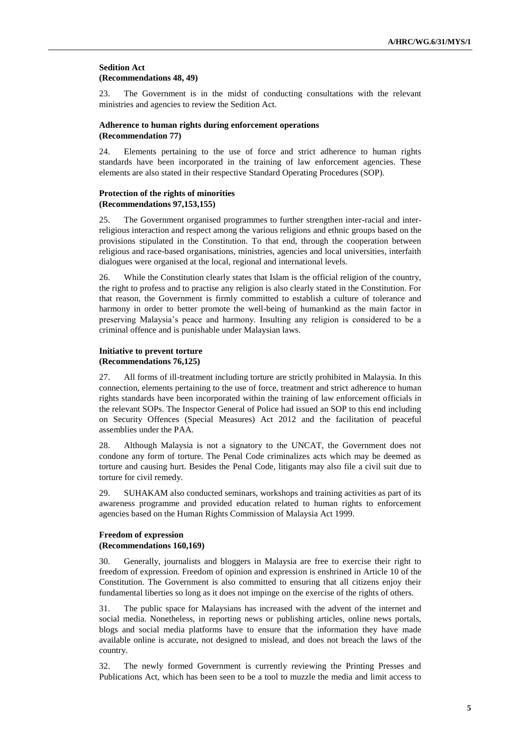**Sedition Act**
**(Recommendations 48, 49)**

23. The Government is in the midst of conducting consultations with the relevant ministries and agencies to review the Sedition Act.

**Adherence to human rights during enforcement operations**
**(Recommendation 77)**

24. Elements pertaining to the use of force and strict adherence to human rights standards have been incorporated in the training of law enforcement agencies. These elements are also stated in their respective Standard Operating Procedures (SOP).

**Protection of the rights of minorities**
**(Recommendations 97,153,155)**

25. The Government organised programmes to further strengthen inter-racial and inter-religious interaction and respect among the various religions and ethnic groups based on the provisions stipulated in the Constitution. To that end, through the cooperation between religious and race-based organisations, ministries, agencies and local universities, interfaith dialogues were organised at the local, regional and international levels.

26. While the Constitution clearly states that Islam is the official religion of the country, the right to profess and to practise any religion is also clearly stated in the Constitution. For that reason, the Government is firmly committed to establish a culture of tolerance and harmony in order to better promote the well-being of humankind as the main factor in preserving Malaysia's peace and harmony. Insulting any religion is considered to be a criminal offence and is punishable under Malaysian laws.

**Initiative to prevent torture**
**(Recommendations 76,125)**

27. All forms of ill-treatment including torture are strictly prohibited in Malaysia. In this connection, elements pertaining to the use of force, treatment and strict adherence to human rights standards have been incorporated within the training of law enforcement officials in the relevant SOPs. The Inspector General of Police had issued an SOP to this end including on Security Offences (Special Measures) Act 2012 and the facilitation of peaceful assemblies under the PAA.

28. Although Malaysia is not a signatory to the UNCAT, the Government does not condone any form of torture. The Penal Code criminalizes acts which may be deemed as torture and causing hurt. Besides the Penal Code, litigants may also file a civil suit due to torture for civil remedy.

29. SUHAKAM also conducted seminars, workshops and training activities as part of its awareness programme and provided education related to human rights to enforcement agencies based on the Human Rights Commission of Malaysia Act 1999.

**Freedom of expression**
**(Recommendations 160,169)**

30. Generally, journalists and bloggers in Malaysia are free to exercise their right to freedom of expression. Freedom of opinion and expression is enshrined in Article 10 of the Constitution. The Government is also committed to ensuring that all citizens enjoy their fundamental liberties so long as it does not impinge on the exercise of the rights of others.

31. The public space for Malaysians has increased with the advent of the internet and social media. Nonetheless, in reporting news or publishing articles, online news portals, blogs and social media platforms have to ensure that the information they have made available online is accurate, not designed to mislead, and does not breach the laws of the country.

32. The newly formed Government is currently reviewing the Printing Presses and Publications Act, which has been seen to be a tool to muzzle the media and limit access to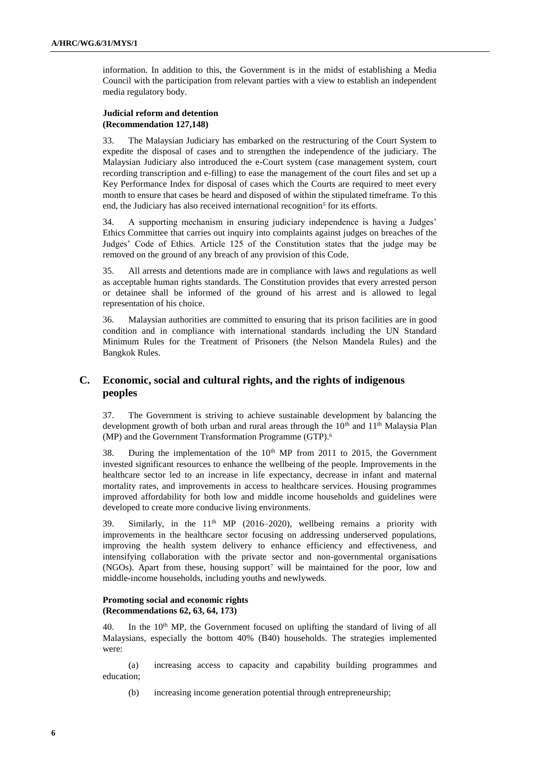information. In addition to this, the Government is in the midst of establishing a Media Council with the participation from relevant parties with a view to establish an independent media regulatory body.

**Judicial reform and detention**
**(Recommendation 127,148)**

33. The Malaysian Judiciary has embarked on the restructuring of the Court System to expedite the disposal of cases and to strengthen the independence of the judiciary. The Malaysian Judiciary also introduced the e-Court system (case management system, court recording transcription and e-filling) to ease the management of the court files and set up a Key Performance Index for disposal of cases which the Courts are required to meet every month to ensure that cases be heard and disposed of within the stipulated timeframe. To this end, the Judiciary has also received international recognition[5] for its efforts.

34. A supporting mechanism in ensuring judiciary independence is having a Judges' Ethics Committee that carries out inquiry into complaints against judges on breaches of the Judges' Code of Ethics. Article 125 of the Constitution states that the judge may be removed on the ground of any breach of any provision of this Code.

35. All arrests and detentions made are in compliance with laws and regulations as well as acceptable human rights standards. The Constitution provides that every arrested person or detainee shall be informed of the ground of his arrest and is allowed to legal representation of his choice.

36. Malaysian authorities are committed to ensuring that its prison facilities are in good condition and in compliance with international standards including the UN Standard Minimum Rules for the Treatment of Prisoners (the Nelson Mandela Rules) and the Bangkok Rules.

## C. Economic, social and cultural rights, and the rights of indigenous peoples

37. The Government is striving to achieve sustainable development by balancing the development growth of both urban and rural areas through the 10th and 11th Malaysia Plan (MP) and the Government Transformation Programme (GTP).[6]

38. During the implementation of the 10th MP from 2011 to 2015, the Government invested significant resources to enhance the wellbeing of the people. Improvements in the healthcare sector led to an increase in life expectancy, decrease in infant and maternal mortality rates, and improvements in access to healthcare services. Housing programmes improved affordability for both low and middle income households and guidelines were developed to create more conducive living environments.

39. Similarly, in the 11th MP (2016–2020), wellbeing remains a priority with improvements in the healthcare sector focusing on addressing underserved populations, improving the health system delivery to enhance efficiency and effectiveness, and intensifying collaboration with the private sector and non-governmental organisations (NGOs). Apart from these, housing support[7] will be maintained for the poor, low and middle-income households, including youths and newlyweds.

**Promoting social and economic rights**
**(Recommendations 62, 63, 64, 173)**

40. In the 10th MP, the Government focused on uplifting the standard of living of all Malaysians, especially the bottom 40% (B40) households. The strategies implemented were:

(a) increasing access to capacity and capability building programmes and education;

(b) increasing income generation potential through entrepreneurship;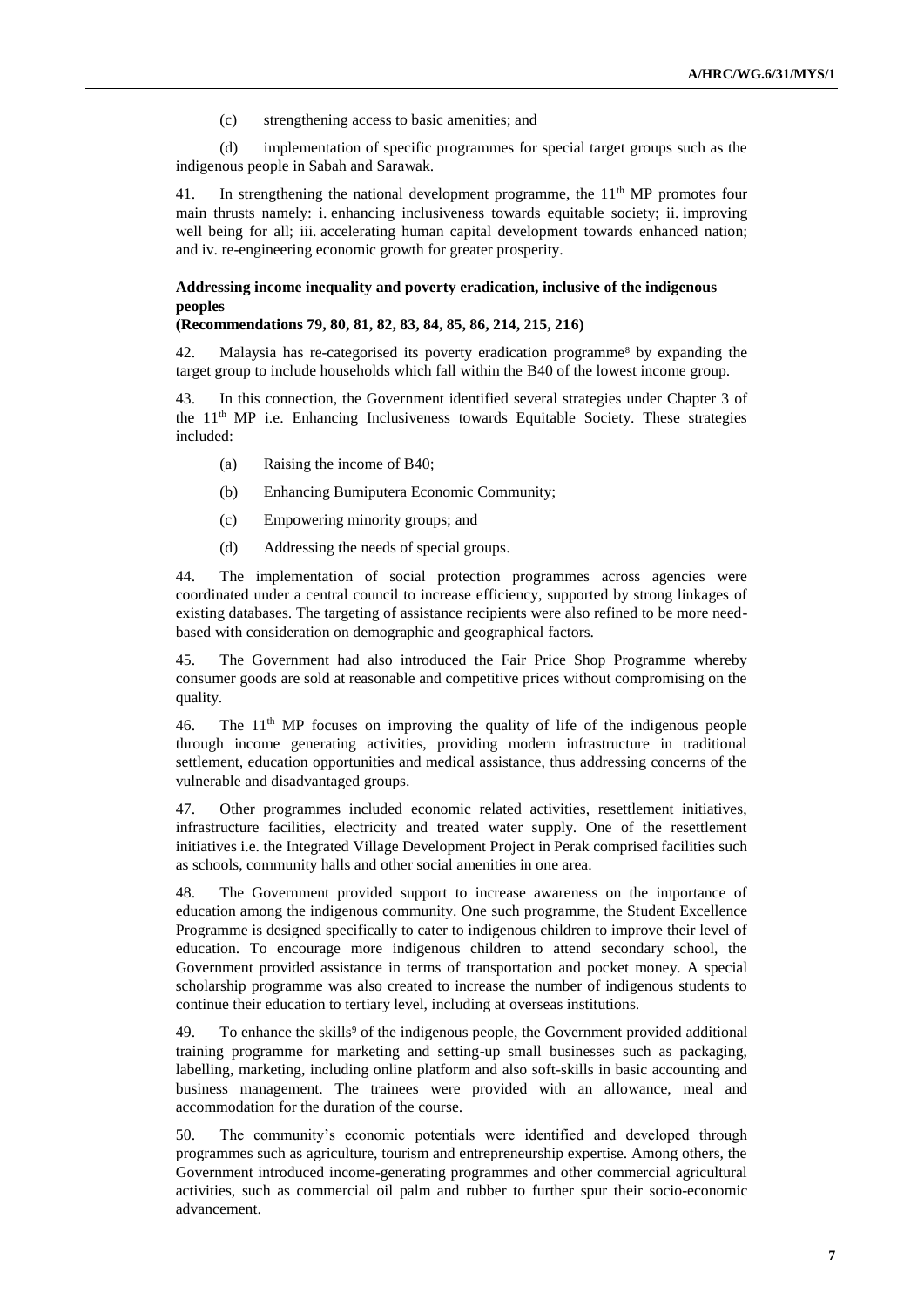(c) strengthening access to basic amenities; and

(d) implementation of specific programmes for special target groups such as the indigenous people in Sabah and Sarawak.

41. In strengthening the national development programme, the 11th MP promotes four main thrusts namely: i. enhancing inclusiveness towards equitable society; ii. improving well being for all; iii. accelerating human capital development towards enhanced nation; and iv. re-engineering economic growth for greater prosperity.

**Addressing income inequality and poverty eradication, inclusive of the indigenous peoples**

**(Recommendations 79, 80, 81, 82, 83, 84, 85, 86, 214, 215, 216)**

42. Malaysia has re-categorised its poverty eradication programme[8] by expanding the target group to include households which fall within the B40 of the lowest income group.

43. In this connection, the Government identified several strategies under Chapter 3 of the 11th MP i.e. Enhancing Inclusiveness towards Equitable Society. These strategies included:

(a) Raising the income of B40;

(b) Enhancing Bumiputera Economic Community;

(c) Empowering minority groups; and

(d) Addressing the needs of special groups.

44. The implementation of social protection programmes across agencies were coordinated under a central council to increase efficiency, supported by strong linkages of existing databases. The targeting of assistance recipients were also refined to be more need-based with consideration on demographic and geographical factors.

45. The Government had also introduced the Fair Price Shop Programme whereby consumer goods are sold at reasonable and competitive prices without compromising on the quality.

46. The 11th MP focuses on improving the quality of life of the indigenous people through income generating activities, providing modern infrastructure in traditional settlement, education opportunities and medical assistance, thus addressing concerns of the vulnerable and disadvantaged groups.

47. Other programmes included economic related activities, resettlement initiatives, infrastructure facilities, electricity and treated water supply. One of the resettlement initiatives i.e. the Integrated Village Development Project in Perak comprised facilities such as schools, community halls and other social amenities in one area.

48. The Government provided support to increase awareness on the importance of education among the indigenous community. One such programme, the Student Excellence Programme is designed specifically to cater to indigenous children to improve their level of education. To encourage more indigenous children to attend secondary school, the Government provided assistance in terms of transportation and pocket money. A special scholarship programme was also created to increase the number of indigenous students to continue their education to tertiary level, including at overseas institutions.

49. To enhance the skills[9] of the indigenous people, the Government provided additional training programme for marketing and setting-up small businesses such as packaging, labelling, marketing, including online platform and also soft-skills in basic accounting and business management. The trainees were provided with an allowance, meal and accommodation for the duration of the course.

50. The community's economic potentials were identified and developed through programmes such as agriculture, tourism and entrepreneurship expertise. Among others, the Government introduced income-generating programmes and other commercial agricultural activities, such as commercial oil palm and rubber to further spur their socio-economic advancement.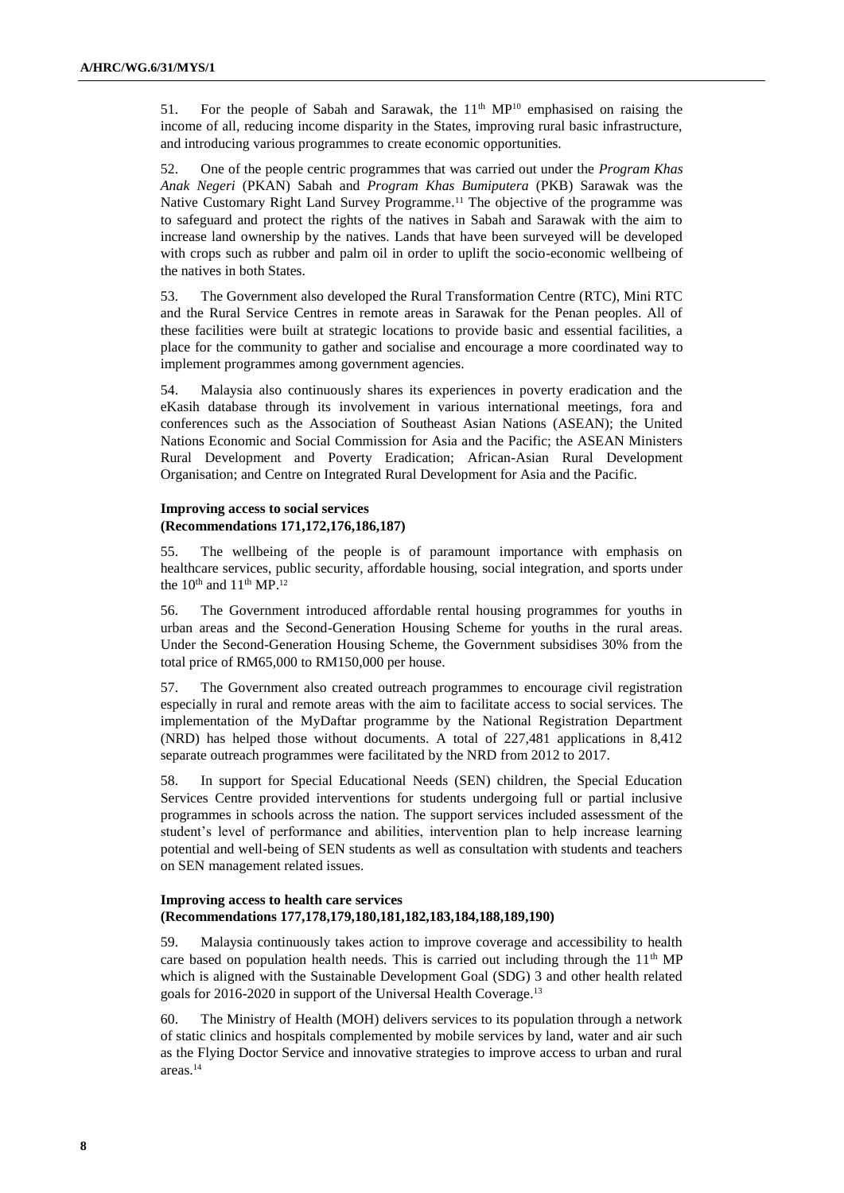51. For the people of Sabah and Sarawak, the 11th MP[10] emphasised on raising the income of all, reducing income disparity in the States, improving rural basic infrastructure, and introducing various programmes to create economic opportunities.

52. One of the people centric programmes that was carried out under the *Program Khas Anak Negeri* (PKAN) Sabah and *Program Khas Bumiputera* (PKB) Sarawak was the Native Customary Right Land Survey Programme.[11] The objective of the programme was to safeguard and protect the rights of the natives in Sabah and Sarawak with the aim to increase land ownership by the natives. Lands that have been surveyed will be developed with crops such as rubber and palm oil in order to uplift the socio-economic wellbeing of the natives in both States.

53. The Government also developed the Rural Transformation Centre (RTC), Mini RTC and the Rural Service Centres in remote areas in Sarawak for the Penan peoples. All of these facilities were built at strategic locations to provide basic and essential facilities, a place for the community to gather and socialise and encourage a more coordinated way to implement programmes among government agencies.

54. Malaysia also continuously shares its experiences in poverty eradication and the eKasih database through its involvement in various international meetings, fora and conferences such as the Association of Southeast Asian Nations (ASEAN); the United Nations Economic and Social Commission for Asia and the Pacific; the ASEAN Ministers Rural Development and Poverty Eradication; African-Asian Rural Development Organisation; and Centre on Integrated Rural Development for Asia and the Pacific.

**Improving access to social services**
**(Recommendations 171,172,176,186,187)**

55. The wellbeing of the people is of paramount importance with emphasis on healthcare services, public security, affordable housing, social integration, and sports under the 10th and 11th MP.[12]

56. The Government introduced affordable rental housing programmes for youths in urban areas and the Second-Generation Housing Scheme for youths in the rural areas. Under the Second-Generation Housing Scheme, the Government subsidises 30% from the total price of RM65,000 to RM150,000 per house.

57. The Government also created outreach programmes to encourage civil registration especially in rural and remote areas with the aim to facilitate access to social services. The implementation of the MyDaftar programme by the National Registration Department (NRD) has helped those without documents. A total of 227,481 applications in 8,412 separate outreach programmes were facilitated by the NRD from 2012 to 2017.

58. In support for Special Educational Needs (SEN) children, the Special Education Services Centre provided interventions for students undergoing full or partial inclusive programmes in schools across the nation. The support services included assessment of the student's level of performance and abilities, intervention plan to help increase learning potential and well-being of SEN students as well as consultation with students and teachers on SEN management related issues.

**Improving access to health care services**
**(Recommendations 177,178,179,180,181,182,183,184,188,189,190)**

59. Malaysia continuously takes action to improve coverage and accessibility to health care based on population health needs. This is carried out including through the 11th MP which is aligned with the Sustainable Development Goal (SDG) 3 and other health related goals for 2016-2020 in support of the Universal Health Coverage.[13]

60. The Ministry of Health (MOH) delivers services to its population through a network of static clinics and hospitals complemented by mobile services by land, water and air such as the Flying Doctor Service and innovative strategies to improve access to urban and rural areas.[14]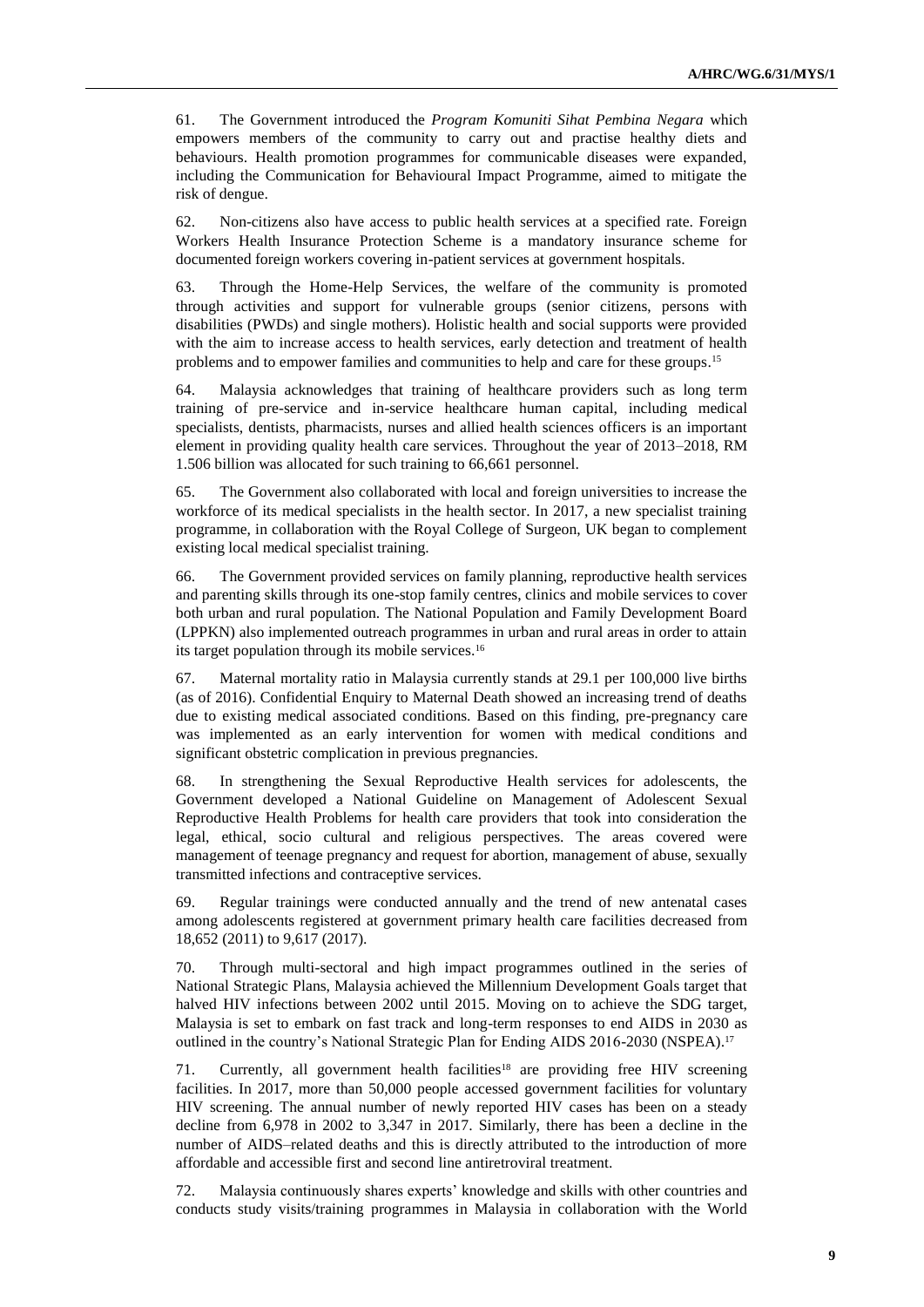61. The Government introduced the *Program Komuniti Sihat Pembina Negara* which empowers members of the community to carry out and practise healthy diets and behaviours. Health promotion programmes for communicable diseases were expanded, including the Communication for Behavioural Impact Programme, aimed to mitigate the risk of dengue.

62. Non-citizens also have access to public health services at a specified rate. Foreign Workers Health Insurance Protection Scheme is a mandatory insurance scheme for documented foreign workers covering in-patient services at government hospitals.

63. Through the Home-Help Services, the welfare of the community is promoted through activities and support for vulnerable groups (senior citizens, persons with disabilities (PWDs) and single mothers). Holistic health and social supports were provided with the aim to increase access to health services, early detection and treatment of health problems and to empower families and communities to help and care for these groups.[15]

64. Malaysia acknowledges that training of healthcare providers such as long term training of pre-service and in-service healthcare human capital, including medical specialists, dentists, pharmacists, nurses and allied health sciences officers is an important element in providing quality health care services. Throughout the year of 2013–2018, RM 1.506 billion was allocated for such training to 66,661 personnel.

65. The Government also collaborated with local and foreign universities to increase the workforce of its medical specialists in the health sector. In 2017, a new specialist training programme, in collaboration with the Royal College of Surgeon, UK began to complement existing local medical specialist training.

66. The Government provided services on family planning, reproductive health services and parenting skills through its one-stop family centres, clinics and mobile services to cover both urban and rural population. The National Population and Family Development Board (LPPKN) also implemented outreach programmes in urban and rural areas in order to attain its target population through its mobile services.[16]

67. Maternal mortality ratio in Malaysia currently stands at 29.1 per 100,000 live births (as of 2016). Confidential Enquiry to Maternal Death showed an increasing trend of deaths due to existing medical associated conditions. Based on this finding, pre-pregnancy care was implemented as an early intervention for women with medical conditions and significant obstetric complication in previous pregnancies.

68. In strengthening the Sexual Reproductive Health services for adolescents, the Government developed a National Guideline on Management of Adolescent Sexual Reproductive Health Problems for health care providers that took into consideration the legal, ethical, socio cultural and religious perspectives. The areas covered were management of teenage pregnancy and request for abortion, management of abuse, sexually transmitted infections and contraceptive services.

69. Regular trainings were conducted annually and the trend of new antenatal cases among adolescents registered at government primary health care facilities decreased from 18,652 (2011) to 9,617 (2017).

70. Through multi-sectoral and high impact programmes outlined in the series of National Strategic Plans, Malaysia achieved the Millennium Development Goals target that halved HIV infections between 2002 until 2015. Moving on to achieve the SDG target, Malaysia is set to embark on fast track and long-term responses to end AIDS in 2030 as outlined in the country's National Strategic Plan for Ending AIDS 2016-2030 (NSPEA).[17]

71. Currently, all government health facilities[18] are providing free HIV screening facilities. In 2017, more than 50,000 people accessed government facilities for voluntary HIV screening. The annual number of newly reported HIV cases has been on a steady decline from 6,978 in 2002 to 3,347 in 2017. Similarly, there has been a decline in the number of AIDS–related deaths and this is directly attributed to the introduction of more affordable and accessible first and second line antiretroviral treatment.

72. Malaysia continuously shares experts' knowledge and skills with other countries and conducts study visits/training programmes in Malaysia in collaboration with the World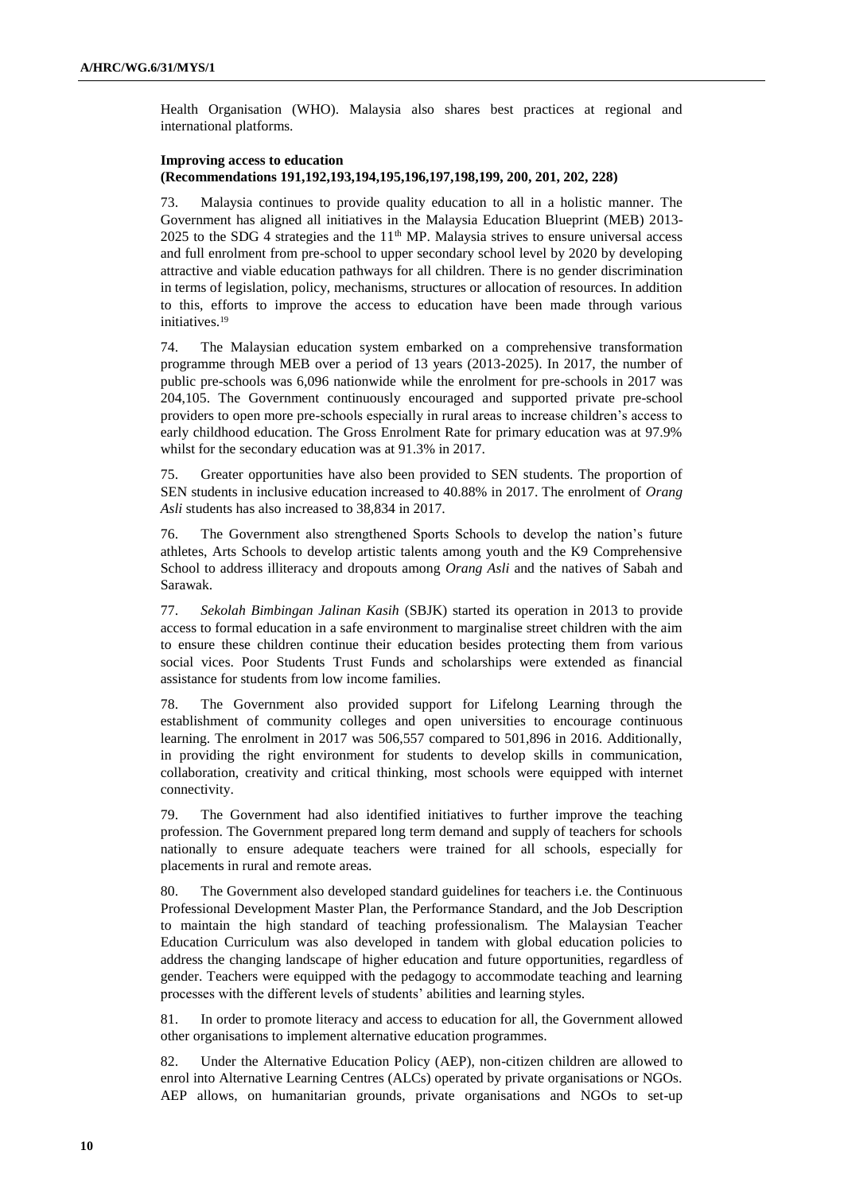Health Organisation (WHO). Malaysia also shares best practices at regional and international platforms.

### Improving access to education
### (Recommendations 191,192,193,194,195,196,197,198,199, 200, 201, 202, 228)

73. Malaysia continues to provide quality education to all in a holistic manner. The Government has aligned all initiatives in the Malaysia Education Blueprint (MEB) 2013-2025 to the SDG 4 strategies and the 11th MP. Malaysia strives to ensure universal access and full enrolment from pre-school to upper secondary school level by 2020 by developing attractive and viable education pathways for all children. There is no gender discrimination in terms of legislation, policy, mechanisms, structures or allocation of resources. In addition to this, efforts to improve the access to education have been made through various initiatives.[19]

74. The Malaysian education system embarked on a comprehensive transformation programme through MEB over a period of 13 years (2013-2025). In 2017, the number of public pre-schools was 6,096 nationwide while the enrolment for pre-schools in 2017 was 204,105. The Government continuously encouraged and supported private pre-school providers to open more pre-schools especially in rural areas to increase children's access to early childhood education. The Gross Enrolment Rate for primary education was at 97.9% whilst for the secondary education was at 91.3% in 2017.

75. Greater opportunities have also been provided to SEN students. The proportion of SEN students in inclusive education increased to 40.88% in 2017. The enrolment of *Orang Asli* students has also increased to 38,834 in 2017.

76. The Government also strengthened Sports Schools to develop the nation's future athletes, Arts Schools to develop artistic talents among youth and the K9 Comprehensive School to address illiteracy and dropouts among *Orang Asli* and the natives of Sabah and Sarawak.

77. *Sekolah Bimbingan Jalinan Kasih* (SBJK) started its operation in 2013 to provide access to formal education in a safe environment to marginalise street children with the aim to ensure these children continue their education besides protecting them from various social vices. Poor Students Trust Funds and scholarships were extended as financial assistance for students from low income families.

78. The Government also provided support for Lifelong Learning through the establishment of community colleges and open universities to encourage continuous learning. The enrolment in 2017 was 506,557 compared to 501,896 in 2016. Additionally, in providing the right environment for students to develop skills in communication, collaboration, creativity and critical thinking, most schools were equipped with internet connectivity.

79. The Government had also identified initiatives to further improve the teaching profession. The Government prepared long term demand and supply of teachers for schools nationally to ensure adequate teachers were trained for all schools, especially for placements in rural and remote areas.

80. The Government also developed standard guidelines for teachers i.e. the Continuous Professional Development Master Plan, the Performance Standard, and the Job Description to maintain the high standard of teaching professionalism. The Malaysian Teacher Education Curriculum was also developed in tandem with global education policies to address the changing landscape of higher education and future opportunities, regardless of gender. Teachers were equipped with the pedagogy to accommodate teaching and learning processes with the different levels of students' abilities and learning styles.

81. In order to promote literacy and access to education for all, the Government allowed other organisations to implement alternative education programmes.

82. Under the Alternative Education Policy (AEP), non-citizen children are allowed to enrol into Alternative Learning Centres (ALCs) operated by private organisations or NGOs. AEP allows, on humanitarian grounds, private organisations and NGOs to set-up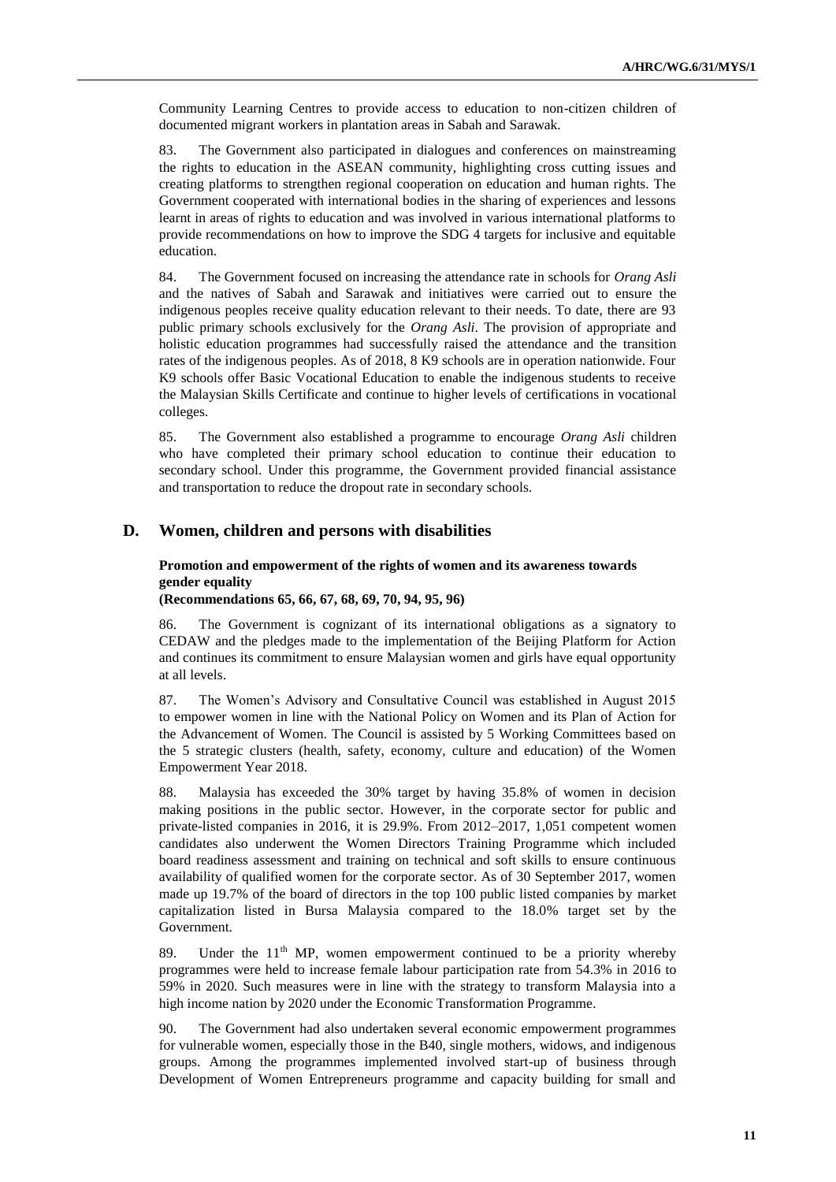Community Learning Centres to provide access to education to non-citizen children of documented migrant workers in plantation areas in Sabah and Sarawak.

83. The Government also participated in dialogues and conferences on mainstreaming the rights to education in the ASEAN community, highlighting cross cutting issues and creating platforms to strengthen regional cooperation on education and human rights. The Government cooperated with international bodies in the sharing of experiences and lessons learnt in areas of rights to education and was involved in various international platforms to provide recommendations on how to improve the SDG 4 targets for inclusive and equitable education.

84. The Government focused on increasing the attendance rate in schools for *Orang Asli* and the natives of Sabah and Sarawak and initiatives were carried out to ensure the indigenous peoples receive quality education relevant to their needs. To date, there are 93 public primary schools exclusively for the *Orang Asli*. The provision of appropriate and holistic education programmes had successfully raised the attendance and the transition rates of the indigenous peoples. As of 2018, 8 K9 schools are in operation nationwide. Four K9 schools offer Basic Vocational Education to enable the indigenous students to receive the Malaysian Skills Certificate and continue to higher levels of certifications in vocational colleges.

85. The Government also established a programme to encourage *Orang Asli* children who have completed their primary school education to continue their education to secondary school. Under this programme, the Government provided financial assistance and transportation to reduce the dropout rate in secondary schools.

## D. Women, children and persons with disabilities

### Promotion and empowerment of the rights of women and its awareness towards gender equality

**(Recommendations 65, 66, 67, 68, 69, 70, 94, 95, 96)**

86. The Government is cognizant of its international obligations as a signatory to CEDAW and the pledges made to the implementation of the Beijing Platform for Action and continues its commitment to ensure Malaysian women and girls have equal opportunity at all levels.

87. The Women's Advisory and Consultative Council was established in August 2015 to empower women in line with the National Policy on Women and its Plan of Action for the Advancement of Women. The Council is assisted by 5 Working Committees based on the 5 strategic clusters (health, safety, economy, culture and education) of the Women Empowerment Year 2018.

88. Malaysia has exceeded the 30% target by having 35.8% of women in decision making positions in the public sector. However, in the corporate sector for public and private-listed companies in 2016, it is 29.9%. From 2012–2017, 1,051 competent women candidates also underwent the Women Directors Training Programme which included board readiness assessment and training on technical and soft skills to ensure continuous availability of qualified women for the corporate sector. As of 30 September 2017, women made up 19.7% of the board of directors in the top 100 public listed companies by market capitalization listed in Bursa Malaysia compared to the 18.0% target set by the Government.

89. Under the 11th MP, women empowerment continued to be a priority whereby programmes were held to increase female labour participation rate from 54.3% in 2016 to 59% in 2020. Such measures were in line with the strategy to transform Malaysia into a high income nation by 2020 under the Economic Transformation Programme.

90. The Government had also undertaken several economic empowerment programmes for vulnerable women, especially those in the B40, single mothers, widows, and indigenous groups. Among the programmes implemented involved start-up of business through Development of Women Entrepreneurs programme and capacity building for small and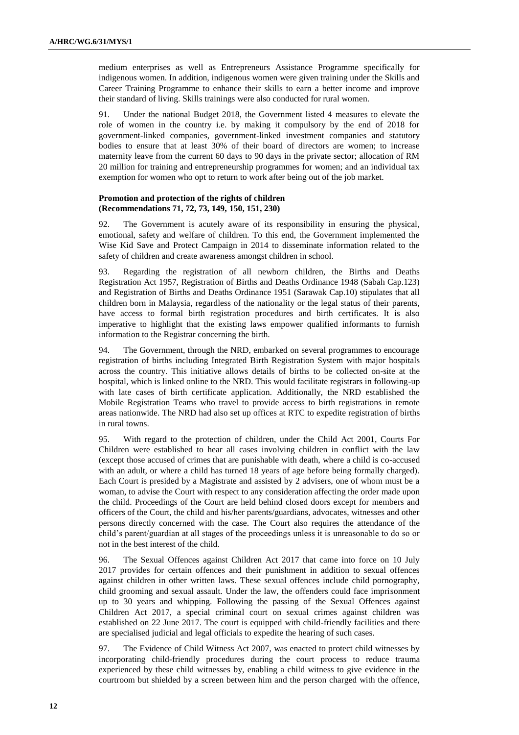medium enterprises as well as Entrepreneurs Assistance Programme specifically for indigenous women. In addition, indigenous women were given training under the Skills and Career Training Programme to enhance their skills to earn a better income and improve their standard of living. Skills trainings were also conducted for rural women.

91. Under the national Budget 2018, the Government listed 4 measures to elevate the role of women in the country i.e. by making it compulsory by the end of 2018 for government-linked companies, government-linked investment companies and statutory bodies to ensure that at least 30% of their board of directors are women; to increase maternity leave from the current 60 days to 90 days in the private sector; allocation of RM 20 million for training and entrepreneurship programmes for women; and an individual tax exemption for women who opt to return to work after being out of the job market.

**Promotion and protection of the rights of children (Recommendations 71, 72, 73, 149, 150, 151, 230)**

92. The Government is acutely aware of its responsibility in ensuring the physical, emotional, safety and welfare of children. To this end, the Government implemented the Wise Kid Save and Protect Campaign in 2014 to disseminate information related to the safety of children and create awareness amongst children in school.

93. Regarding the registration of all newborn children, the Births and Deaths Registration Act 1957, Registration of Births and Deaths Ordinance 1948 (Sabah Cap.123) and Registration of Births and Deaths Ordinance 1951 (Sarawak Cap.10) stipulates that all children born in Malaysia, regardless of the nationality or the legal status of their parents, have access to formal birth registration procedures and birth certificates. It is also imperative to highlight that the existing laws empower qualified informants to furnish information to the Registrar concerning the birth.

94. The Government, through the NRD, embarked on several programmes to encourage registration of births including Integrated Birth Registration System with major hospitals across the country. This initiative allows details of births to be collected on-site at the hospital, which is linked online to the NRD. This would facilitate registrars in following-up with late cases of birth certificate application. Additionally, the NRD established the Mobile Registration Teams who travel to provide access to birth registrations in remote areas nationwide. The NRD had also set up offices at RTC to expedite registration of births in rural towns.

95. With regard to the protection of children, under the Child Act 2001, Courts For Children were established to hear all cases involving children in conflict with the law (except those accused of crimes that are punishable with death, where a child is co-accused with an adult, or where a child has turned 18 years of age before being formally charged). Each Court is presided by a Magistrate and assisted by 2 advisers, one of whom must be a woman, to advise the Court with respect to any consideration affecting the order made upon the child. Proceedings of the Court are held behind closed doors except for members and officers of the Court, the child and his/her parents/guardians, advocates, witnesses and other persons directly concerned with the case. The Court also requires the attendance of the child's parent/guardian at all stages of the proceedings unless it is unreasonable to do so or not in the best interest of the child.

96. The Sexual Offences against Children Act 2017 that came into force on 10 July 2017 provides for certain offences and their punishment in addition to sexual offences against children in other written laws. These sexual offences include child pornography, child grooming and sexual assault. Under the law, the offenders could face imprisonment up to 30 years and whipping. Following the passing of the Sexual Offences against Children Act 2017, a special criminal court on sexual crimes against children was established on 22 June 2017. The court is equipped with child-friendly facilities and there are specialised judicial and legal officials to expedite the hearing of such cases.

97. The Evidence of Child Witness Act 2007, was enacted to protect child witnesses by incorporating child-friendly procedures during the court process to reduce trauma experienced by these child witnesses by, enabling a child witness to give evidence in the courtroom but shielded by a screen between him and the person charged with the offence,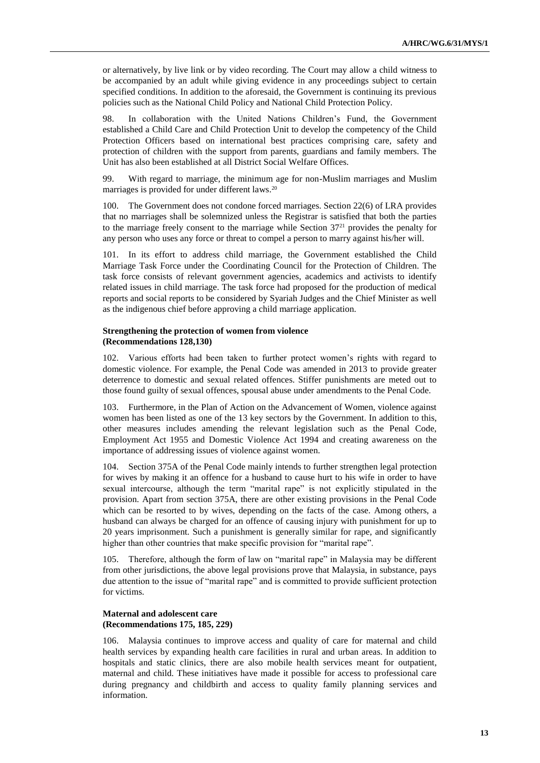or alternatively, by live link or by video recording. The Court may allow a child witness to be accompanied by an adult while giving evidence in any proceedings subject to certain specified conditions. In addition to the aforesaid, the Government is continuing its previous policies such as the National Child Policy and National Child Protection Policy.

98. In collaboration with the United Nations Children's Fund, the Government established a Child Care and Child Protection Unit to develop the competency of the Child Protection Officers based on international best practices comprising care, safety and protection of children with the support from parents, guardians and family members. The Unit has also been established at all District Social Welfare Offices.

99. With regard to marriage, the minimum age for non-Muslim marriages and Muslim marriages is provided for under different laws.[20]

100. The Government does not condone forced marriages. Section 22(6) of LRA provides that no marriages shall be solemnized unless the Registrar is satisfied that both the parties to the marriage freely consent to the marriage while Section 37[21] provides the penalty for any person who uses any force or threat to compel a person to marry against his/her will.

101. In its effort to address child marriage, the Government established the Child Marriage Task Force under the Coordinating Council for the Protection of Children. The task force consists of relevant government agencies, academics and activists to identify related issues in child marriage. The task force had proposed for the production of medical reports and social reports to be considered by Syariah Judges and the Chief Minister as well as the indigenous chief before approving a child marriage application.

**Strengthening the protection of women from violence (Recommendations 128,130)**

102. Various efforts had been taken to further protect women's rights with regard to domestic violence. For example, the Penal Code was amended in 2013 to provide greater deterrence to domestic and sexual related offences. Stiffer punishments are meted out to those found guilty of sexual offences, spousal abuse under amendments to the Penal Code.

103. Furthermore, in the Plan of Action on the Advancement of Women, violence against women has been listed as one of the 13 key sectors by the Government. In addition to this, other measures includes amending the relevant legislation such as the Penal Code, Employment Act 1955 and Domestic Violence Act 1994 and creating awareness on the importance of addressing issues of violence against women.

104. Section 375A of the Penal Code mainly intends to further strengthen legal protection for wives by making it an offence for a husband to cause hurt to his wife in order to have sexual intercourse, although the term "marital rape" is not explicitly stipulated in the provision. Apart from section 375A, there are other existing provisions in the Penal Code which can be resorted to by wives, depending on the facts of the case. Among others, a husband can always be charged for an offence of causing injury with punishment for up to 20 years imprisonment. Such a punishment is generally similar for rape, and significantly higher than other countries that make specific provision for "marital rape".

105. Therefore, although the form of law on "marital rape" in Malaysia may be different from other jurisdictions, the above legal provisions prove that Malaysia, in substance, pays due attention to the issue of "marital rape" and is committed to provide sufficient protection for victims.

**Maternal and adolescent care (Recommendations 175, 185, 229)**

106. Malaysia continues to improve access and quality of care for maternal and child health services by expanding health care facilities in rural and urban areas. In addition to hospitals and static clinics, there are also mobile health services meant for outpatient, maternal and child. These initiatives have made it possible for access to professional care during pregnancy and childbirth and access to quality family planning services and information.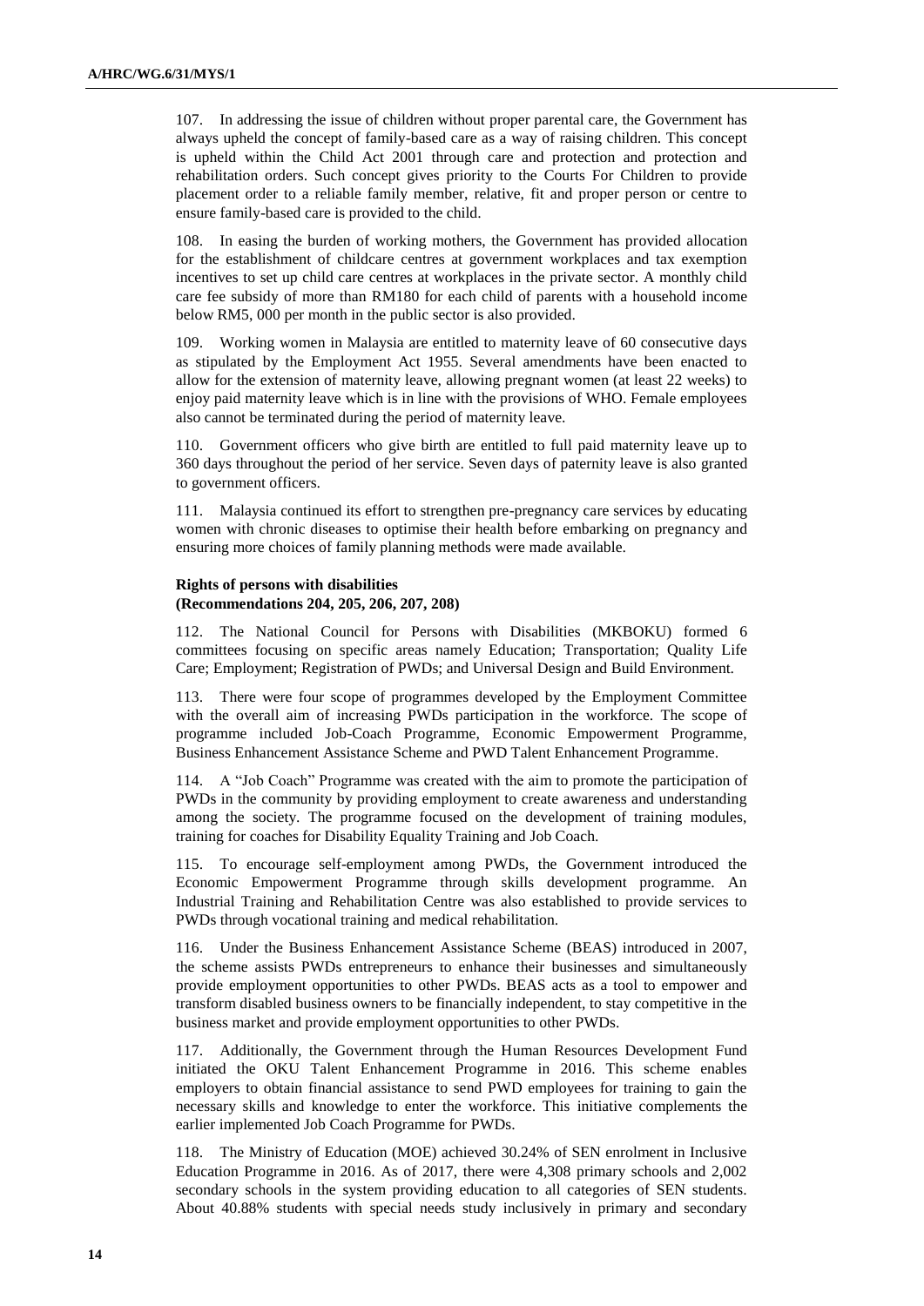107. In addressing the issue of children without proper parental care, the Government has always upheld the concept of family-based care as a way of raising children. This concept is upheld within the Child Act 2001 through care and protection and protection and rehabilitation orders. Such concept gives priority to the Courts For Children to provide placement order to a reliable family member, relative, fit and proper person or centre to ensure family-based care is provided to the child.

108. In easing the burden of working mothers, the Government has provided allocation for the establishment of childcare centres at government workplaces and tax exemption incentives to set up child care centres at workplaces in the private sector. A monthly child care fee subsidy of more than RM180 for each child of parents with a household income below RM5, 000 per month in the public sector is also provided.

109. Working women in Malaysia are entitled to maternity leave of 60 consecutive days as stipulated by the Employment Act 1955. Several amendments have been enacted to allow for the extension of maternity leave, allowing pregnant women (at least 22 weeks) to enjoy paid maternity leave which is in line with the provisions of WHO. Female employees also cannot be terminated during the period of maternity leave.

110. Government officers who give birth are entitled to full paid maternity leave up to 360 days throughout the period of her service. Seven days of paternity leave is also granted to government officers.

111. Malaysia continued its effort to strengthen pre-pregnancy care services by educating women with chronic diseases to optimise their health before embarking on pregnancy and ensuring more choices of family planning methods were made available.

**Rights of persons with disabilities**
**(Recommendations 204, 205, 206, 207, 208)**

112. The National Council for Persons with Disabilities (MKBOKU) formed 6 committees focusing on specific areas namely Education; Transportation; Quality Life Care; Employment; Registration of PWDs; and Universal Design and Build Environment.

113. There were four scope of programmes developed by the Employment Committee with the overall aim of increasing PWDs participation in the workforce. The scope of programme included Job-Coach Programme, Economic Empowerment Programme, Business Enhancement Assistance Scheme and PWD Talent Enhancement Programme.

114. A "Job Coach" Programme was created with the aim to promote the participation of PWDs in the community by providing employment to create awareness and understanding among the society. The programme focused on the development of training modules, training for coaches for Disability Equality Training and Job Coach.

115. To encourage self-employment among PWDs, the Government introduced the Economic Empowerment Programme through skills development programme. An Industrial Training and Rehabilitation Centre was also established to provide services to PWDs through vocational training and medical rehabilitation.

116. Under the Business Enhancement Assistance Scheme (BEAS) introduced in 2007, the scheme assists PWDs entrepreneurs to enhance their businesses and simultaneously provide employment opportunities to other PWDs. BEAS acts as a tool to empower and transform disabled business owners to be financially independent, to stay competitive in the business market and provide employment opportunities to other PWDs.

117. Additionally, the Government through the Human Resources Development Fund initiated the OKU Talent Enhancement Programme in 2016. This scheme enables employers to obtain financial assistance to send PWD employees for training to gain the necessary skills and knowledge to enter the workforce. This initiative complements the earlier implemented Job Coach Programme for PWDs.

118. The Ministry of Education (MOE) achieved 30.24% of SEN enrolment in Inclusive Education Programme in 2016. As of 2017, there were 4,308 primary schools and 2,002 secondary schools in the system providing education to all categories of SEN students. About 40.88% students with special needs study inclusively in primary and secondary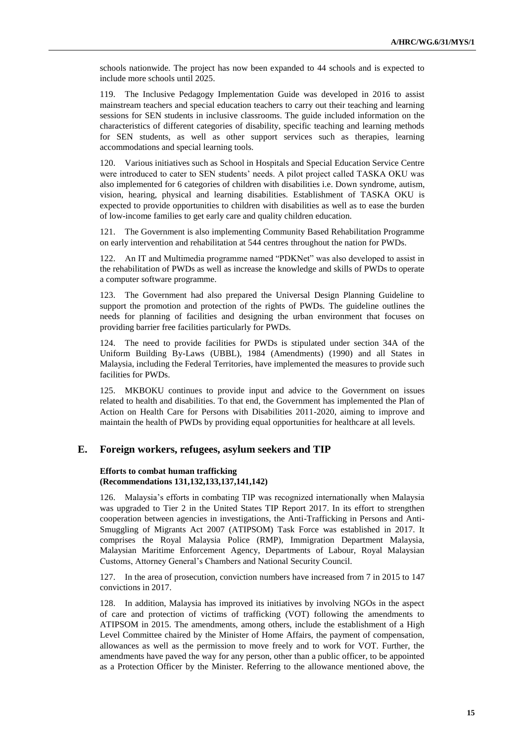schools nationwide. The project has now been expanded to 44 schools and is expected to include more schools until 2025.

119. The Inclusive Pedagogy Implementation Guide was developed in 2016 to assist mainstream teachers and special education teachers to carry out their teaching and learning sessions for SEN students in inclusive classrooms. The guide included information on the characteristics of different categories of disability, specific teaching and learning methods for SEN students, as well as other support services such as therapies, learning accommodations and special learning tools.

120. Various initiatives such as School in Hospitals and Special Education Service Centre were introduced to cater to SEN students' needs. A pilot project called TASKA OKU was also implemented for 6 categories of children with disabilities i.e. Down syndrome, autism, vision, hearing, physical and learning disabilities. Establishment of TASKA OKU is expected to provide opportunities to children with disabilities as well as to ease the burden of low-income families to get early care and quality children education.

121. The Government is also implementing Community Based Rehabilitation Programme on early intervention and rehabilitation at 544 centres throughout the nation for PWDs.

122. An IT and Multimedia programme named "PDKNet" was also developed to assist in the rehabilitation of PWDs as well as increase the knowledge and skills of PWDs to operate a computer software programme.

123. The Government had also prepared the Universal Design Planning Guideline to support the promotion and protection of the rights of PWDs. The guideline outlines the needs for planning of facilities and designing the urban environment that focuses on providing barrier free facilities particularly for PWDs.

124. The need to provide facilities for PWDs is stipulated under section 34A of the Uniform Building By-Laws (UBBL), 1984 (Amendments) (1990) and all States in Malaysia, including the Federal Territories, have implemented the measures to provide such facilities for PWDs.

125. MKBOKU continues to provide input and advice to the Government on issues related to health and disabilities. To that end, the Government has implemented the Plan of Action on Health Care for Persons with Disabilities 2011-2020, aiming to improve and maintain the health of PWDs by providing equal opportunities for healthcare at all levels.

## E. Foreign workers, refugees, asylum seekers and TIP

### Efforts to combat human trafficking (Recommendations 131,132,133,137,141,142)

126. Malaysia's efforts in combating TIP was recognized internationally when Malaysia was upgraded to Tier 2 in the United States TIP Report 2017. In its effort to strengthen cooperation between agencies in investigations, the Anti-Trafficking in Persons and Anti-Smuggling of Migrants Act 2007 (ATIPSOM) Task Force was established in 2017. It comprises the Royal Malaysia Police (RMP), Immigration Department Malaysia, Malaysian Maritime Enforcement Agency, Departments of Labour, Royal Malaysian Customs, Attorney General's Chambers and National Security Council.

127. In the area of prosecution, conviction numbers have increased from 7 in 2015 to 147 convictions in 2017.

128. In addition, Malaysia has improved its initiatives by involving NGOs in the aspect of care and protection of victims of trafficking (VOT) following the amendments to ATIPSOM in 2015. The amendments, among others, include the establishment of a High Level Committee chaired by the Minister of Home Affairs, the payment of compensation, allowances as well as the permission to move freely and to work for VOT. Further, the amendments have paved the way for any person, other than a public officer, to be appointed as a Protection Officer by the Minister. Referring to the allowance mentioned above, the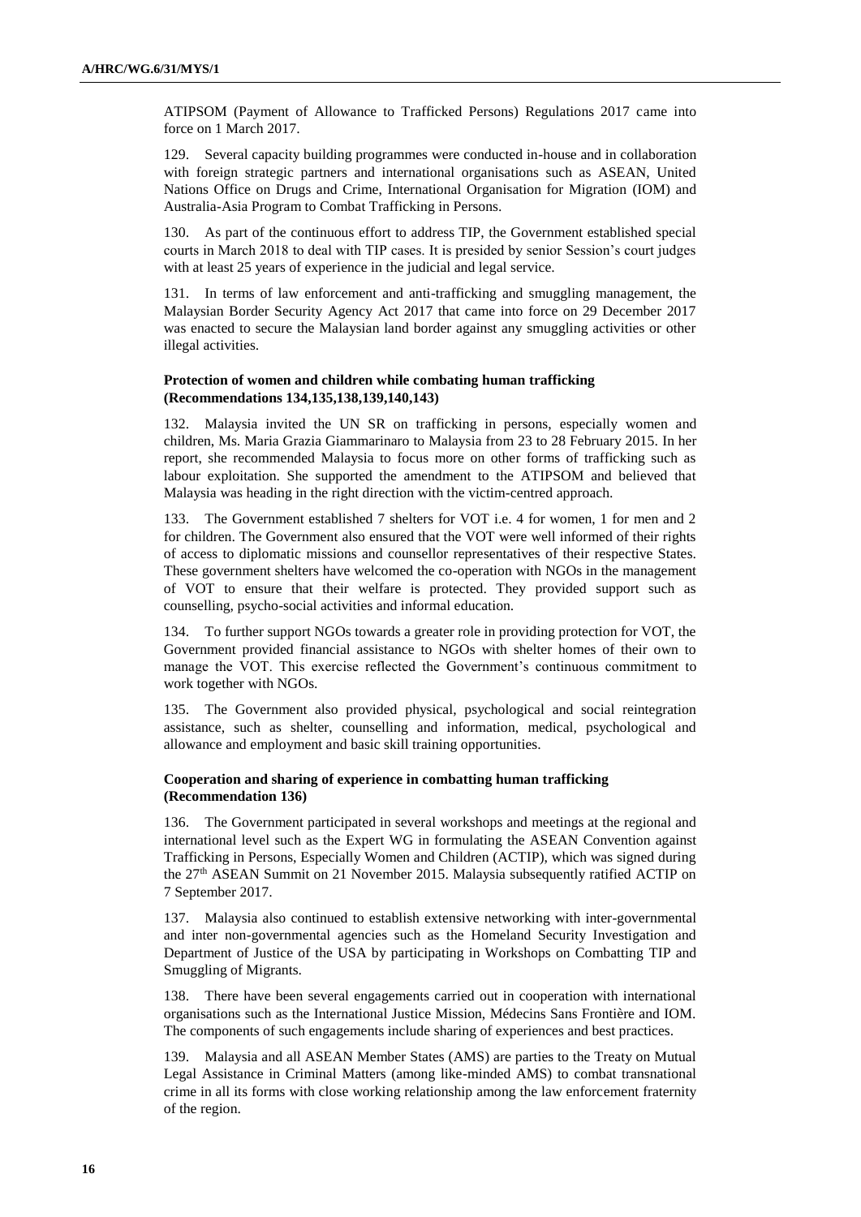ATIPSOM (Payment of Allowance to Trafficked Persons) Regulations 2017 came into force on 1 March 2017.

129. Several capacity building programmes were conducted in-house and in collaboration with foreign strategic partners and international organisations such as ASEAN, United Nations Office on Drugs and Crime, International Organisation for Migration (IOM) and Australia-Asia Program to Combat Trafficking in Persons.

130. As part of the continuous effort to address TIP, the Government established special courts in March 2018 to deal with TIP cases. It is presided by senior Session's court judges with at least 25 years of experience in the judicial and legal service.

131. In terms of law enforcement and anti-trafficking and smuggling management, the Malaysian Border Security Agency Act 2017 that came into force on 29 December 2017 was enacted to secure the Malaysian land border against any smuggling activities or other illegal activities.

**Protection of women and children while combating human trafficking (Recommendations 134,135,138,139,140,143)**

132. Malaysia invited the UN SR on trafficking in persons, especially women and children, Ms. Maria Grazia Giammarinaro to Malaysia from 23 to 28 February 2015. In her report, she recommended Malaysia to focus more on other forms of trafficking such as labour exploitation. She supported the amendment to the ATIPSOM and believed that Malaysia was heading in the right direction with the victim-centred approach.

133. The Government established 7 shelters for VOT i.e. 4 for women, 1 for men and 2 for children. The Government also ensured that the VOT were well informed of their rights of access to diplomatic missions and counsellor representatives of their respective States. These government shelters have welcomed the co-operation with NGOs in the management of VOT to ensure that their welfare is protected. They provided support such as counselling, psycho-social activities and informal education.

134. To further support NGOs towards a greater role in providing protection for VOT, the Government provided financial assistance to NGOs with shelter homes of their own to manage the VOT. This exercise reflected the Government's continuous commitment to work together with NGOs.

135. The Government also provided physical, psychological and social reintegration assistance, such as shelter, counselling and information, medical, psychological and allowance and employment and basic skill training opportunities.

**Cooperation and sharing of experience in combatting human trafficking (Recommendation 136)**

136. The Government participated in several workshops and meetings at the regional and international level such as the Expert WG in formulating the ASEAN Convention against Trafficking in Persons, Especially Women and Children (ACTIP), which was signed during the 27th ASEAN Summit on 21 November 2015. Malaysia subsequently ratified ACTIP on 7 September 2017.

137. Malaysia also continued to establish extensive networking with inter-governmental and inter non-governmental agencies such as the Homeland Security Investigation and Department of Justice of the USA by participating in Workshops on Combatting TIP and Smuggling of Migrants.

138. There have been several engagements carried out in cooperation with international organisations such as the International Justice Mission, Médecins Sans Frontière and IOM. The components of such engagements include sharing of experiences and best practices.

139. Malaysia and all ASEAN Member States (AMS) are parties to the Treaty on Mutual Legal Assistance in Criminal Matters (among like-minded AMS) to combat transnational crime in all its forms with close working relationship among the law enforcement fraternity of the region.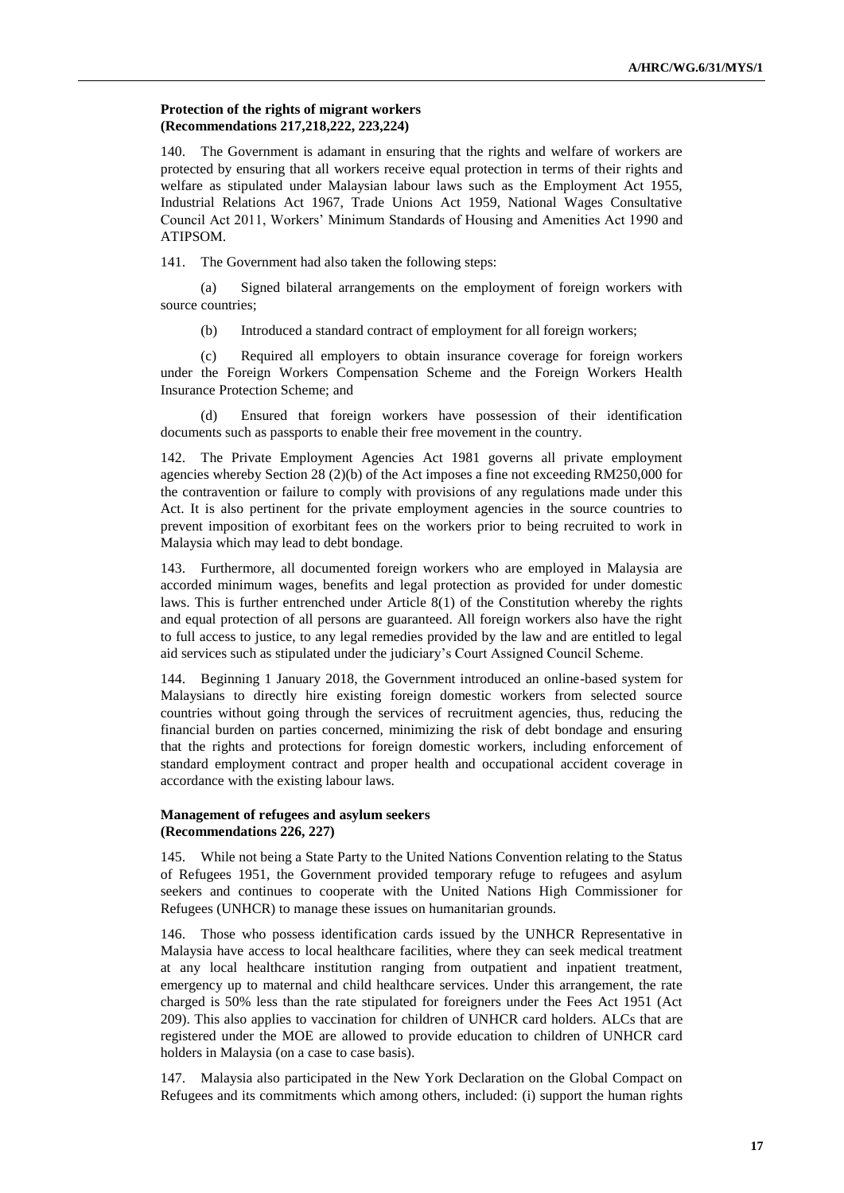**Protection of the rights of migrant workers**
**(Recommendations 217,218,222, 223,224)**

140. The Government is adamant in ensuring that the rights and welfare of workers are protected by ensuring that all workers receive equal protection in terms of their rights and welfare as stipulated under Malaysian labour laws such as the Employment Act 1955, Industrial Relations Act 1967, Trade Unions Act 1959, National Wages Consultative Council Act 2011, Workers' Minimum Standards of Housing and Amenities Act 1990 and ATIPSOM.

141. The Government had also taken the following steps:

(a) Signed bilateral arrangements on the employment of foreign workers with source countries;

(b) Introduced a standard contract of employment for all foreign workers;

(c) Required all employers to obtain insurance coverage for foreign workers under the Foreign Workers Compensation Scheme and the Foreign Workers Health Insurance Protection Scheme; and

(d) Ensured that foreign workers have possession of their identification documents such as passports to enable their free movement in the country.

142. The Private Employment Agencies Act 1981 governs all private employment agencies whereby Section 28 (2)(b) of the Act imposes a fine not exceeding RM250,000 for the contravention or failure to comply with provisions of any regulations made under this Act. It is also pertinent for the private employment agencies in the source countries to prevent imposition of exorbitant fees on the workers prior to being recruited to work in Malaysia which may lead to debt bondage.

143. Furthermore, all documented foreign workers who are employed in Malaysia are accorded minimum wages, benefits and legal protection as provided for under domestic laws. This is further entrenched under Article 8(1) of the Constitution whereby the rights and equal protection of all persons are guaranteed. All foreign workers also have the right to full access to justice, to any legal remedies provided by the law and are entitled to legal aid services such as stipulated under the judiciary's Court Assigned Council Scheme.

144. Beginning 1 January 2018, the Government introduced an online-based system for Malaysians to directly hire existing foreign domestic workers from selected source countries without going through the services of recruitment agencies, thus, reducing the financial burden on parties concerned, minimizing the risk of debt bondage and ensuring that the rights and protections for foreign domestic workers, including enforcement of standard employment contract and proper health and occupational accident coverage in accordance with the existing labour laws.

**Management of refugees and asylum seekers**
**(Recommendations 226, 227)**

145. While not being a State Party to the United Nations Convention relating to the Status of Refugees 1951, the Government provided temporary refuge to refugees and asylum seekers and continues to cooperate with the United Nations High Commissioner for Refugees (UNHCR) to manage these issues on humanitarian grounds.

146. Those who possess identification cards issued by the UNHCR Representative in Malaysia have access to local healthcare facilities, where they can seek medical treatment at any local healthcare institution ranging from outpatient and inpatient treatment, emergency up to maternal and child healthcare services. Under this arrangement, the rate charged is 50% less than the rate stipulated for foreigners under the Fees Act 1951 (Act 209). This also applies to vaccination for children of UNHCR card holders. ALCs that are registered under the MOE are allowed to provide education to children of UNHCR card holders in Malaysia (on a case to case basis).

147. Malaysia also participated in the New York Declaration on the Global Compact on Refugees and its commitments which among others, included: (i) support the human rights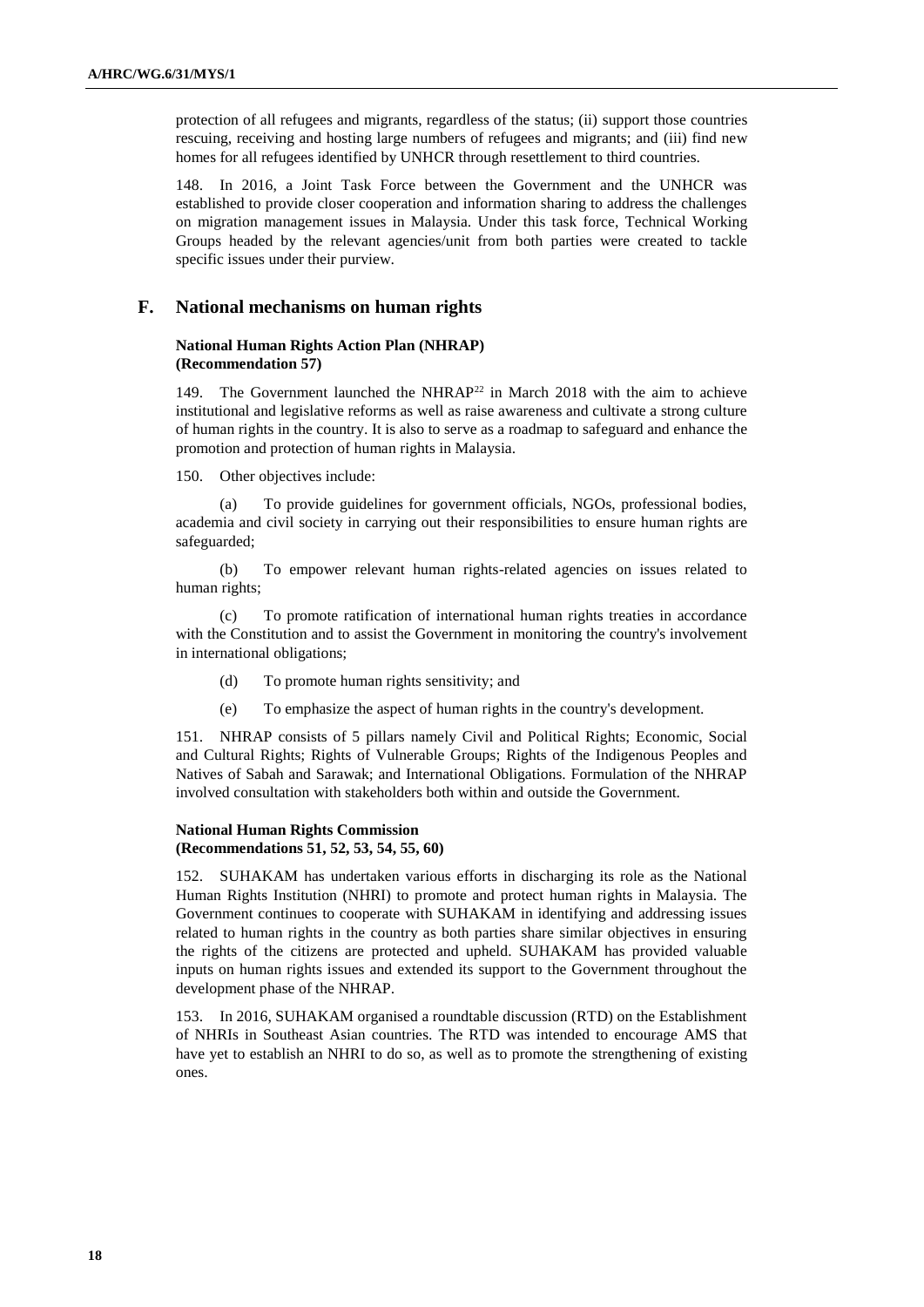protection of all refugees and migrants, regardless of the status; (ii) support those countries rescuing, receiving and hosting large numbers of refugees and migrants; and (iii) find new homes for all refugees identified by UNHCR through resettlement to third countries.

148. In 2016, a Joint Task Force between the Government and the UNHCR was established to provide closer cooperation and information sharing to address the challenges on migration management issues in Malaysia. Under this task force, Technical Working Groups headed by the relevant agencies/unit from both parties were created to tackle specific issues under their purview.

## F. National mechanisms on human rights

**National Human Rights Action Plan (NHRAP) (Recommendation 57)**

149. The Government launched the NHRAP[22] in March 2018 with the aim to achieve institutional and legislative reforms as well as raise awareness and cultivate a strong culture of human rights in the country. It is also to serve as a roadmap to safeguard and enhance the promotion and protection of human rights in Malaysia.

150. Other objectives include:

(a) To provide guidelines for government officials, NGOs, professional bodies, academia and civil society in carrying out their responsibilities to ensure human rights are safeguarded;

(b) To empower relevant human rights-related agencies on issues related to human rights;

(c) To promote ratification of international human rights treaties in accordance with the Constitution and to assist the Government in monitoring the country's involvement in international obligations;

(d) To promote human rights sensitivity; and

(e) To emphasize the aspect of human rights in the country's development.

151. NHRAP consists of 5 pillars namely Civil and Political Rights; Economic, Social and Cultural Rights; Rights of Vulnerable Groups; Rights of the Indigenous Peoples and Natives of Sabah and Sarawak; and International Obligations. Formulation of the NHRAP involved consultation with stakeholders both within and outside the Government.

**National Human Rights Commission (Recommendations 51, 52, 53, 54, 55, 60)**

152. SUHAKAM has undertaken various efforts in discharging its role as the National Human Rights Institution (NHRI) to promote and protect human rights in Malaysia. The Government continues to cooperate with SUHAKAM in identifying and addressing issues related to human rights in the country as both parties share similar objectives in ensuring the rights of the citizens are protected and upheld. SUHAKAM has provided valuable inputs on human rights issues and extended its support to the Government throughout the development phase of the NHRAP.

153. In 2016, SUHAKAM organised a roundtable discussion (RTD) on the Establishment of NHRIs in Southeast Asian countries. The RTD was intended to encourage AMS that have yet to establish an NHRI to do so, as well as to promote the strengthening of existing ones.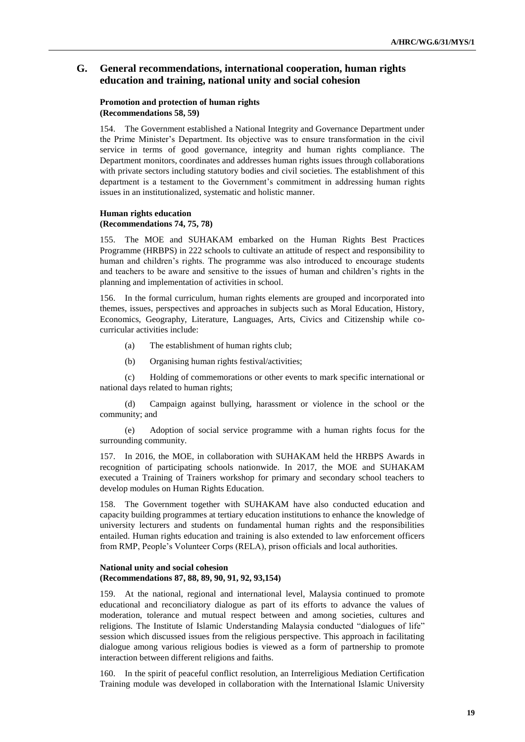## G. General recommendations, international cooperation, human rights education and training, national unity and social cohesion

### Promotion and protection of human rights (Recommendations 58, 59)

154. The Government established a National Integrity and Governance Department under the Prime Minister's Department. Its objective was to ensure transformation in the civil service in terms of good governance, integrity and human rights compliance. The Department monitors, coordinates and addresses human rights issues through collaborations with private sectors including statutory bodies and civil societies. The establishment of this department is a testament to the Government's commitment in addressing human rights issues in an institutionalized, systematic and holistic manner.

### Human rights education (Recommendations 74, 75, 78)

155. The MOE and SUHAKAM embarked on the Human Rights Best Practices Programme (HRBPS) in 222 schools to cultivate an attitude of respect and responsibility to human and children's rights. The programme was also introduced to encourage students and teachers to be aware and sensitive to the issues of human and children's rights in the planning and implementation of activities in school.

156. In the formal curriculum, human rights elements are grouped and incorporated into themes, issues, perspectives and approaches in subjects such as Moral Education, History, Economics, Geography, Literature, Languages, Arts, Civics and Citizenship while co-curricular activities include:

(a) The establishment of human rights club;

(b) Organising human rights festival/activities;

(c) Holding of commemorations or other events to mark specific international or national days related to human rights;

(d) Campaign against bullying, harassment or violence in the school or the community; and

(e) Adoption of social service programme with a human rights focus for the surrounding community.

157. In 2016, the MOE, in collaboration with SUHAKAM held the HRBPS Awards in recognition of participating schools nationwide. In 2017, the MOE and SUHAKAM executed a Training of Trainers workshop for primary and secondary school teachers to develop modules on Human Rights Education.

158. The Government together with SUHAKAM have also conducted education and capacity building programmes at tertiary education institutions to enhance the knowledge of university lecturers and students on fundamental human rights and the responsibilities entailed. Human rights education and training is also extended to law enforcement officers from RMP, People's Volunteer Corps (RELA), prison officials and local authorities.

### National unity and social cohesion (Recommendations 87, 88, 89, 90, 91, 92, 93,154)

159. At the national, regional and international level, Malaysia continued to promote educational and reconciliatory dialogue as part of its efforts to advance the values of moderation, tolerance and mutual respect between and among societies, cultures and religions. The Institute of Islamic Understanding Malaysia conducted "dialogues of life" session which discussed issues from the religious perspective. This approach in facilitating dialogue among various religious bodies is viewed as a form of partnership to promote interaction between different religions and faiths.

160. In the spirit of peaceful conflict resolution, an Interreligious Mediation Certification Training module was developed in collaboration with the International Islamic University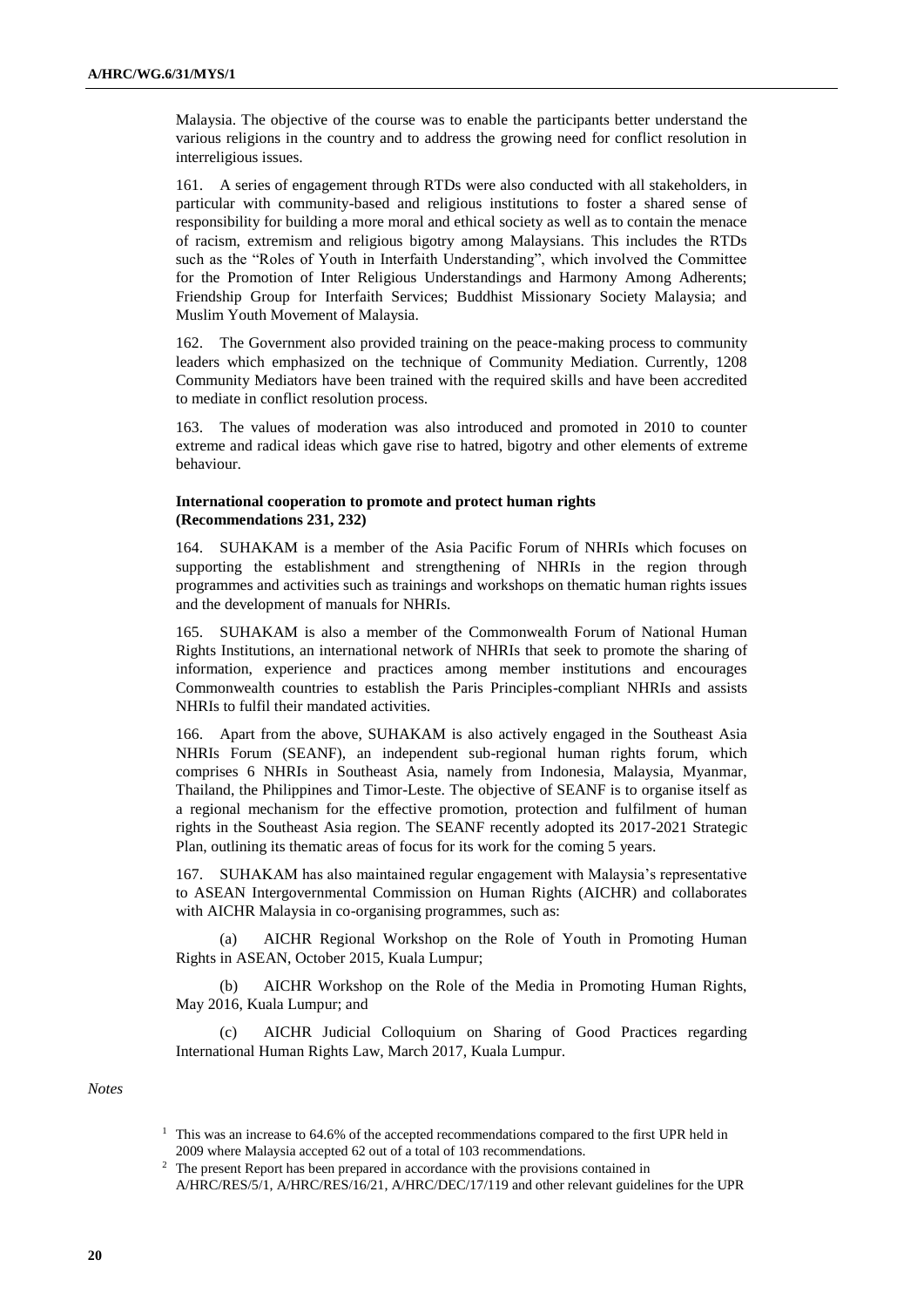Malaysia. The objective of the course was to enable the participants better understand the various religions in the country and to address the growing need for conflict resolution in interreligious issues.

161. A series of engagement through RTDs were also conducted with all stakeholders, in particular with community-based and religious institutions to foster a shared sense of responsibility for building a more moral and ethical society as well as to contain the menace of racism, extremism and religious bigotry among Malaysians. This includes the RTDs such as the "Roles of Youth in Interfaith Understanding", which involved the Committee for the Promotion of Inter Religious Understandings and Harmony Among Adherents; Friendship Group for Interfaith Services; Buddhist Missionary Society Malaysia; and Muslim Youth Movement of Malaysia.

162. The Government also provided training on the peace-making process to community leaders which emphasized on the technique of Community Mediation. Currently, 1208 Community Mediators have been trained with the required skills and have been accredited to mediate in conflict resolution process.

163. The values of moderation was also introduced and promoted in 2010 to counter extreme and radical ideas which gave rise to hatred, bigotry and other elements of extreme behaviour.

**International cooperation to promote and protect human rights (Recommendations 231, 232)**

164. SUHAKAM is a member of the Asia Pacific Forum of NHRIs which focuses on supporting the establishment and strengthening of NHRIs in the region through programmes and activities such as trainings and workshops on thematic human rights issues and the development of manuals for NHRIs.

165. SUHAKAM is also a member of the Commonwealth Forum of National Human Rights Institutions, an international network of NHRIs that seek to promote the sharing of information, experience and practices among member institutions and encourages Commonwealth countries to establish the Paris Principles-compliant NHRIs and assists NHRIs to fulfil their mandated activities.

166. Apart from the above, SUHAKAM is also actively engaged in the Southeast Asia NHRIs Forum (SEANF), an independent sub-regional human rights forum, which comprises 6 NHRIs in Southeast Asia, namely from Indonesia, Malaysia, Myanmar, Thailand, the Philippines and Timor-Leste. The objective of SEANF is to organise itself as a regional mechanism for the effective promotion, protection and fulfilment of human rights in the Southeast Asia region. The SEANF recently adopted its 2017-2021 Strategic Plan, outlining its thematic areas of focus for its work for the coming 5 years.

167. SUHAKAM has also maintained regular engagement with Malaysia's representative to ASEAN Intergovernmental Commission on Human Rights (AICHR) and collaborates with AICHR Malaysia in co-organising programmes, such as:

(a) AICHR Regional Workshop on the Role of Youth in Promoting Human Rights in ASEAN, October 2015, Kuala Lumpur;

(b) AICHR Workshop on the Role of the Media in Promoting Human Rights, May 2016, Kuala Lumpur; and

(c) AICHR Judicial Colloquium on Sharing of Good Practices regarding International Human Rights Law, March 2017, Kuala Lumpur.

*Notes*

[1] This was an increase to 64.6% of the accepted recommendations compared to the first UPR held in 2009 where Malaysia accepted 62 out of a total of 103 recommendations.

[2] The present Report has been prepared in accordance with the provisions contained in A/HRC/RES/5/1, A/HRC/RES/16/21, A/HRC/DEC/17/119 and other relevant guidelines for the UPR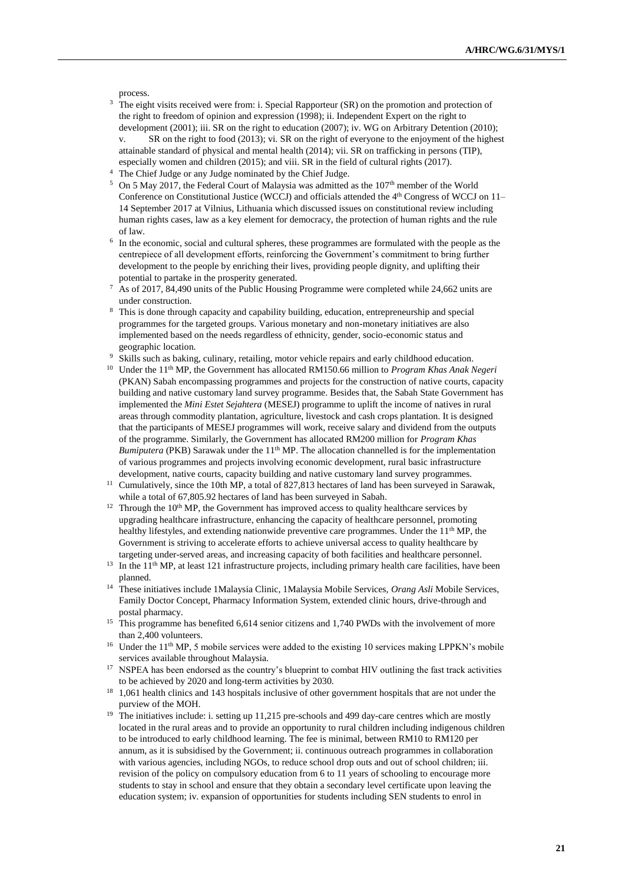process.

[3] The eight visits received were from: i. Special Rapporteur (SR) on the promotion and protection of the right to freedom of opinion and expression (1998); ii. Independent Expert on the right to development (2001); iii. SR on the right to education (2007); iv. WG on Arbitrary Detention (2010); v. SR on the right to food (2013); vi. SR on the right of everyone to the enjoyment of the highest attainable standard of physical and mental health (2014); vii. SR on trafficking in persons (TIP), especially women and children (2015); and viii. SR in the field of cultural rights (2017).

[4] The Chief Judge or any Judge nominated by the Chief Judge.

[5] On 5 May 2017, the Federal Court of Malaysia was admitted as the 107th member of the World Conference on Constitutional Justice (WCCJ) and officials attended the 4th Congress of WCCJ on 11–14 September 2017 at Vilnius, Lithuania which discussed issues on constitutional review including human rights cases, law as a key element for democracy, the protection of human rights and the rule of law.

[6] In the economic, social and cultural spheres, these programmes are formulated with the people as the centrepiece of all development efforts, reinforcing the Government's commitment to bring further development to the people by enriching their lives, providing people dignity, and uplifting their potential to partake in the prosperity generated.

[7] As of 2017, 84,490 units of the Public Housing Programme were completed while 24,662 units are under construction.

[8] This is done through capacity and capability building, education, entrepreneurship and special programmes for the targeted groups. Various monetary and non-monetary initiatives are also implemented based on the needs regardless of ethnicity, gender, socio-economic status and geographic location.

[9] Skills such as baking, culinary, retailing, motor vehicle repairs and early childhood education.

[10] Under the 11th MP, the Government has allocated RM150.66 million to *Program Khas Anak Negeri* (PKAN) Sabah encompassing programmes and projects for the construction of native courts, capacity building and native customary land survey programme. Besides that, the Sabah State Government has implemented the *Mini Estet Sejahtera* (MESEJ) programme to uplift the income of natives in rural areas through commodity plantation, agriculture, livestock and cash crops plantation. It is designed that the participants of MESEJ programmes will work, receive salary and dividend from the outputs of the programme. Similarly, the Government has allocated RM200 million for *Program Khas Bumiputera* (PKB) Sarawak under the 11th MP. The allocation channelled is for the implementation of various programmes and projects involving economic development, rural basic infrastructure development, native courts, capacity building and native customary land survey programmes.

[11] Cumulatively, since the 10th MP, a total of 827,813 hectares of land has been surveyed in Sarawak, while a total of 67,805.92 hectares of land has been surveyed in Sabah.

[12] Through the 10th MP, the Government has improved access to quality healthcare services by upgrading healthcare infrastructure, enhancing the capacity of healthcare personnel, promoting healthy lifestyles, and extending nationwide preventive care programmes. Under the 11th MP, the Government is striving to accelerate efforts to achieve universal access to quality healthcare by targeting under-served areas, and increasing capacity of both facilities and healthcare personnel.

[13] In the 11th MP, at least 121 infrastructure projects, including primary health care facilities, have been planned.

[14] These initiatives include 1Malaysia Clinic, 1Malaysia Mobile Services, *Orang Asli* Mobile Services, Family Doctor Concept, Pharmacy Information System, extended clinic hours, drive-through and postal pharmacy.

[15] This programme has benefited 6,614 senior citizens and 1,740 PWDs with the involvement of more than 2,400 volunteers.

[16] Under the 11th MP, 5 mobile services were added to the existing 10 services making LPPKN's mobile services available throughout Malaysia.

[17] NSPEA has been endorsed as the country's blueprint to combat HIV outlining the fast track activities to be achieved by 2020 and long-term activities by 2030.

[18] 1,061 health clinics and 143 hospitals inclusive of other government hospitals that are not under the purview of the MOH.

[19] The initiatives include: i. setting up 11,215 pre-schools and 499 day-care centres which are mostly located in the rural areas and to provide an opportunity to rural children including indigenous children to be introduced to early childhood learning. The fee is minimal, between RM10 to RM120 per annum, as it is subsidised by the Government; ii. continuous outreach programmes in collaboration with various agencies, including NGOs, to reduce school drop outs and out of school children; iii. revision of the policy on compulsory education from 6 to 11 years of schooling to encourage more students to stay in school and ensure that they obtain a secondary level certificate upon leaving the education system; iv. expansion of opportunities for students including SEN students to enrol in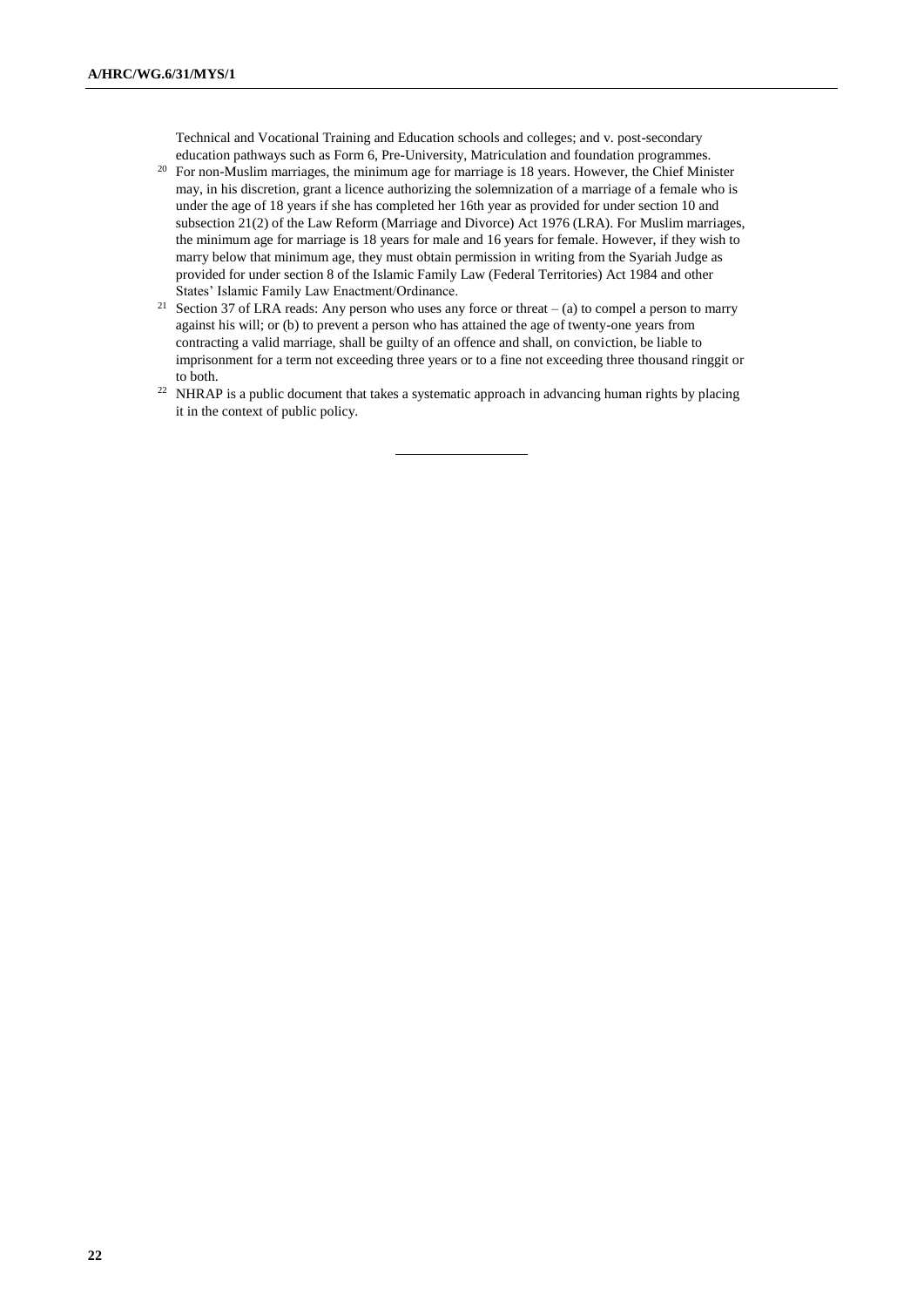Technical and Vocational Training and Education schools and colleges; and v. post-secondary education pathways such as Form 6, Pre-University, Matriculation and foundation programmes.

[20] For non-Muslim marriages, the minimum age for marriage is 18 years. However, the Chief Minister may, in his discretion, grant a licence authorizing the solemnization of a marriage of a female who is under the age of 18 years if she has completed her 16th year as provided for under section 10 and subsection 21(2) of the Law Reform (Marriage and Divorce) Act 1976 (LRA). For Muslim marriages, the minimum age for marriage is 18 years for male and 16 years for female. However, if they wish to marry below that minimum age, they must obtain permission in writing from the Syariah Judge as provided for under section 8 of the Islamic Family Law (Federal Territories) Act 1984 and other States' Islamic Family Law Enactment/Ordinance.

[21] Section 37 of LRA reads: Any person who uses any force or threat – (a) to compel a person to marry against his will; or (b) to prevent a person who has attained the age of twenty-one years from contracting a valid marriage, shall be guilty of an offence and shall, on conviction, be liable to imprisonment for a term not exceeding three years or to a fine not exceeding three thousand ringgit or to both.

[22] NHRAP is a public document that takes a systematic approach in advancing human rights by placing it in the context of public policy.